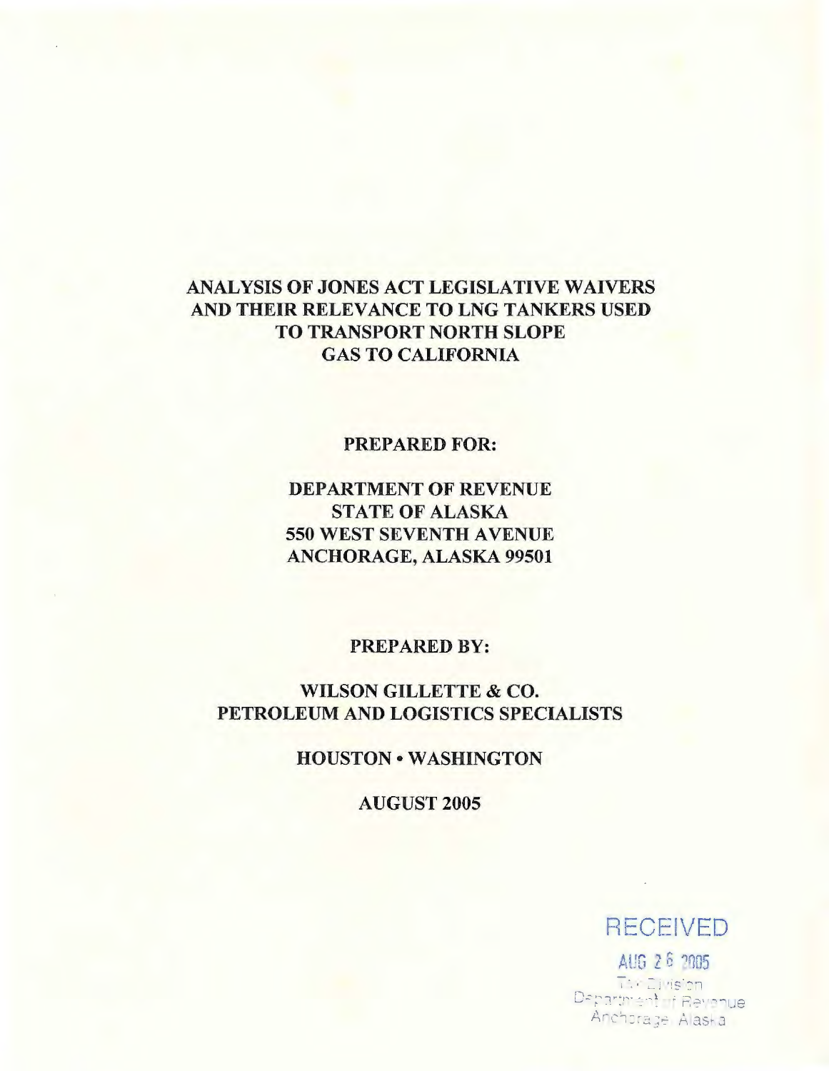# ANALYSIS OF JONES ACT LEGISLATIVE WAIVERS AND THEIR RELEVANCE TO LNG TANKERS USED TO TRANSPORT NORTH SLOPE GAS TO CALIFORNIA

**PREPARED FOR:**

**DEPARTMENT OF REVENUE**
**STATE OF ALASKA**
**550 WEST SEVENTH AVENUE**
**ANCHORAGE, ALASKA 99501**

**PREPARED BY:**

**WILSON GILLETTE & CO.**
**PETROLEUM AND LOGISTICS SPECIALISTS**

**HOUSTON • WASHINGTON**

**AUGUST 2005**

RECEIVED
AUG 26 2005
Tax Division
Department of Revenue
Anchorage, Alaska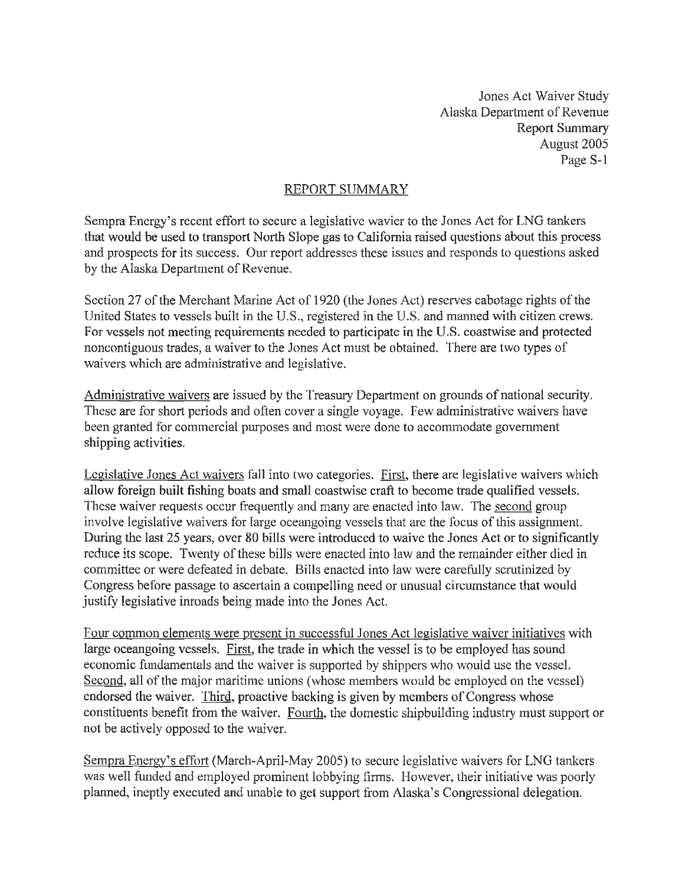## REPORT SUMMARY

Sempra Energy's recent effort to secure a legislative wavier to the Jones Act for LNG tankers that would be used to transport North Slope gas to California raised questions about this process and prospects for its success. Our report addresses these issues and responds to questions asked by the Alaska Department of Revenue.

Section 27 of the Merchant Marine Act of 1920 (the Jones Act) reserves cabotage rights of the United States to vessels built in the U.S., registered in the U.S. and manned with citizen crews. For vessels not meeting requirements needed to participate in the U.S. coastwise and protected noncontiguous trades, a waiver to the Jones Act must be obtained. There are two types of waivers which are administrative and legislative.

Administrative waivers are issued by the Treasury Department on grounds of national security. These are for short periods and often cover a single voyage. Few administrative waivers have been granted for commercial purposes and most were done to accommodate government shipping activities.

Legislative Jones Act waivers fall into two categories. First, there are legislative waivers which allow foreign built fishing boats and small coastwise craft to become trade qualified vessels. These waiver requests occur frequently and many are enacted into law. The second group involve legislative waivers for large oceangoing vessels that are the focus of this assignment. During the last 25 years, over 80 bills were introduced to waive the Jones Act or to significantly reduce its scope. Twenty of these bills were enacted into law and the remainder either died in committee or were defeated in debate. Bills enacted into law were carefully scrutinized by Congress before passage to ascertain a compelling need or unusual circumstance that would justify legislative inroads being made into the Jones Act.

Four common elements were present in successful Jones Act legislative waiver initiatives with large oceangoing vessels. First, the trade in which the vessel is to be employed has sound economic fundamentals and the waiver is supported by shippers who would use the vessel. Second, all of the major maritime unions (whose members would be employed on the vessel) endorsed the waiver. Third, proactive backing is given by members of Congress whose constituents benefit from the waiver. Fourth, the domestic shipbuilding industry must support or not be actively opposed to the waiver.

Sempra Energy's effort (March-April-May 2005) to secure legislative waivers for LNG tankers was well funded and employed prominent lobbying firms. However, their initiative was poorly planned, ineptly executed and unable to get support from Alaska's Congressional delegation.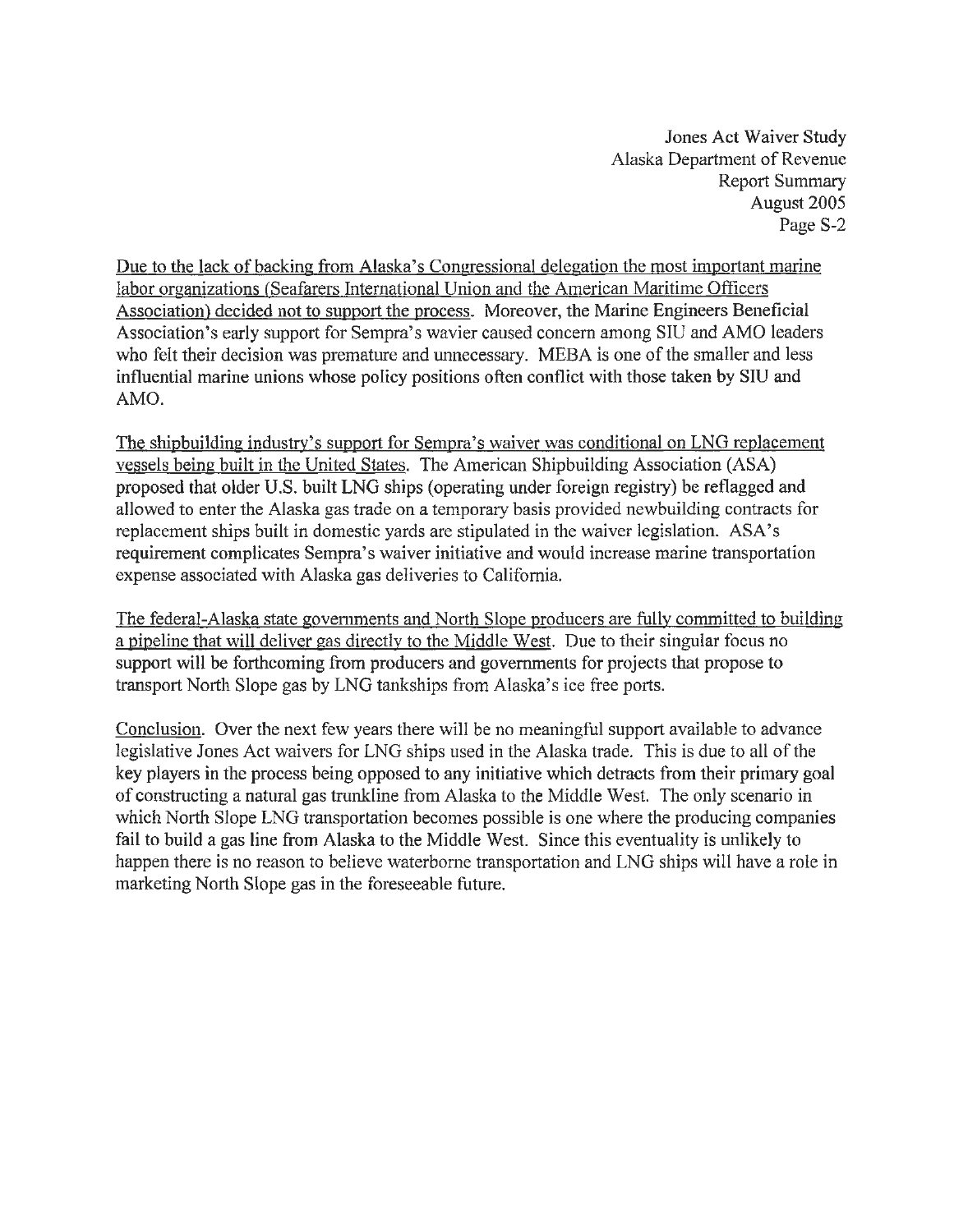Due to the lack of backing from Alaska's Congressional delegation the most important marine labor organizations (Seafarers International Union and the American Maritime Officers Association) decided not to support the process. Moreover, the Marine Engineers Beneficial Association's early support for Sempra's wavier caused concern among SIU and AMO leaders who felt their decision was premature and unnecessary. MEBA is one of the smaller and less influential marine unions whose policy positions often conflict with those taken by SIU and AMO.

The shipbuilding industry's support for Sempra's waiver was conditional on LNG replacement vessels being built in the United States. The American Shipbuilding Association (ASA) proposed that older U.S. built LNG ships (operating under foreign registry) be reflagged and allowed to enter the Alaska gas trade on a temporary basis provided newbuilding contracts for replacement ships built in domestic yards are stipulated in the waiver legislation. ASA's requirement complicates Sempra's waiver initiative and would increase marine transportation expense associated with Alaska gas deliveries to California.

The federal-Alaska state governments and North Slope producers are fully committed to building a pipeline that will deliver gas directly to the Middle West. Due to their singular focus no support will be forthcoming from producers and governments for projects that propose to transport North Slope gas by LNG tankships from Alaska's ice free ports.

Conclusion. Over the next few years there will be no meaningful support available to advance legislative Jones Act waivers for LNG ships used in the Alaska trade. This is due to all of the key players in the process being opposed to any initiative which detracts from their primary goal of constructing a natural gas trunkline from Alaska to the Middle West. The only scenario in which North Slope LNG transportation becomes possible is one where the producing companies fail to build a gas line from Alaska to the Middle West. Since this eventuality is unlikely to happen there is no reason to believe waterborne transportation and LNG ships will have a role in marketing North Slope gas in the foreseeable future.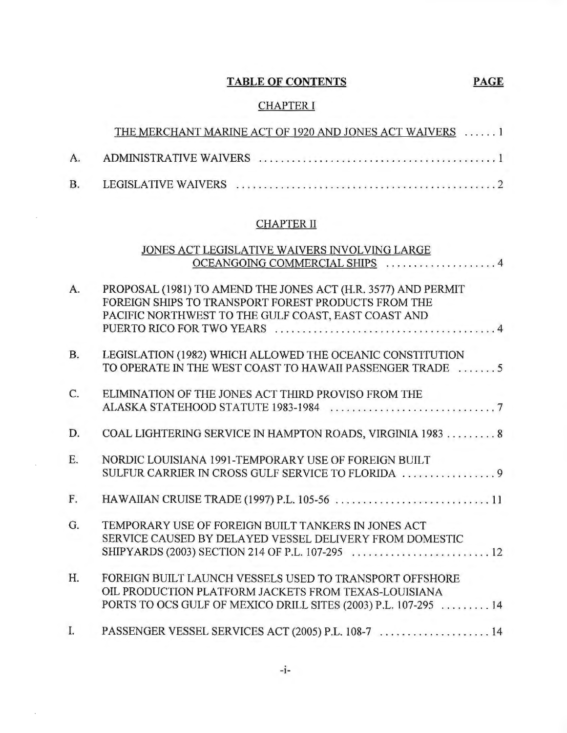**TABLE OF CONTENTS** **PAGE**

CHAPTER I

THE MERCHANT MARINE ACT OF 1920 AND JONES ACT WAIVERS ...... 1

A. ADMINISTRATIVE WAIVERS ........................................... 1

B. LEGISLATIVE WAIVERS ................................................ 2

CHAPTER II

JONES ACT LEGISLATIVE WAIVERS INVOLVING LARGE OCEANGOING COMMERCIAL SHIPS .................... 4

A. PROPOSAL (1981) TO AMEND THE JONES ACT (H.R. 3577) AND PERMIT FOREIGN SHIPS TO TRANSPORT FOREST PRODUCTS FROM THE PACIFIC NORTHWEST TO THE GULF COAST, EAST COAST AND PUERTO RICO FOR TWO YEARS ........................................ 4

B. LEGISLATION (1982) WHICH ALLOWED THE OCEANIC CONSTITUTION TO OPERATE IN THE WEST COAST TO HAWAII PASSENGER TRADE ....... 5

C. ELIMINATION OF THE JONES ACT THIRD PROVISO FROM THE ALASKA STATEHOOD STATUTE 1983-1984 .............................. 7

D. COAL LIGHTERING SERVICE IN HAMPTON ROADS, VIRGINIA 1983 ......... 8

E. NORDIC LOUISIANA 1991-TEMPORARY USE OF FOREIGN BUILT SULFUR CARRIER IN CROSS GULF SERVICE TO FLORIDA ................. 9

F. HAWAIIAN CRUISE TRADE (1997) P.L. 105-56 ............................ 11

G. TEMPORARY USE OF FOREIGN BUILT TANKERS IN JONES ACT SERVICE CAUSED BY DELAYED VESSEL DELIVERY FROM DOMESTIC SHIPYARDS (2003) SECTION 214 OF P.L. 107-295 ......................... 12

H. FOREIGN BUILT LAUNCH VESSELS USED TO TRANSPORT OFFSHORE OIL PRODUCTION PLATFORM JACKETS FROM TEXAS-LOUISIANA PORTS TO OCS GULF OF MEXICO DRILL SITES (2003) P.L. 107-295 ......... 14

I. PASSENGER VESSEL SERVICES ACT (2005) P.L. 108-7 .................... 14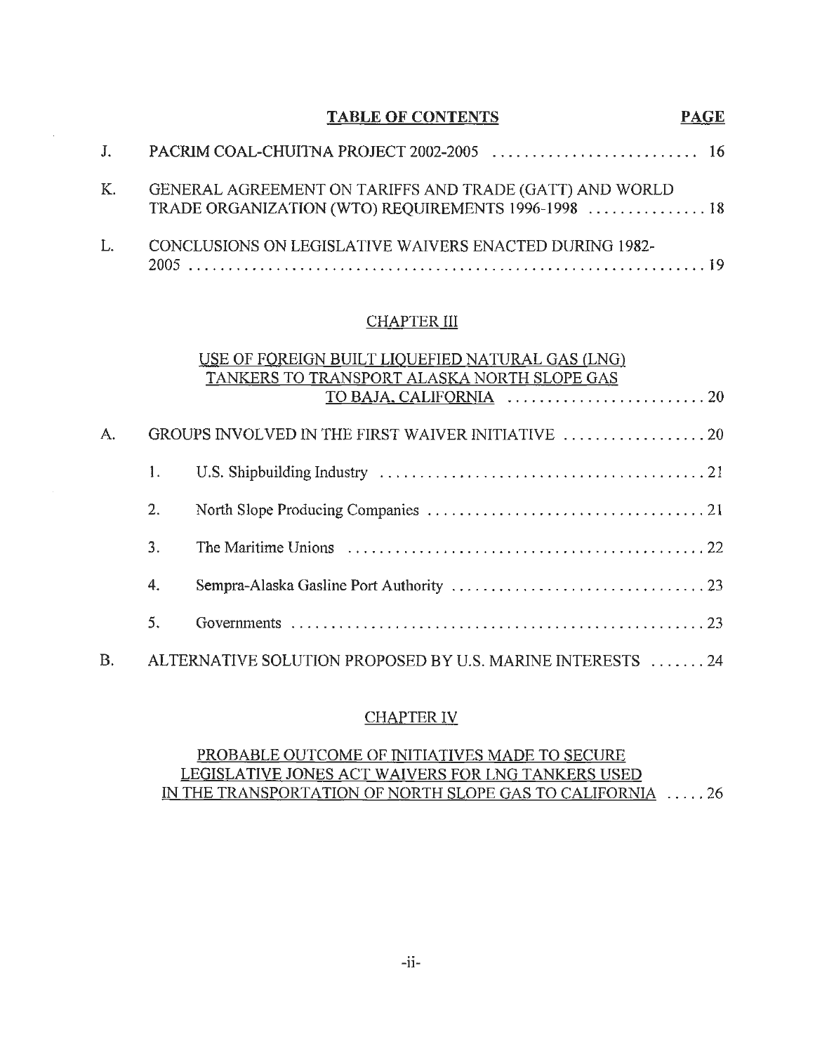**TABLE OF CONTENTS** **PAGE**

J. PACRIM COAL-CHUITNA PROJECT 2002-2005 .......................... 16

K. GENERAL AGREEMENT ON TARIFFS AND TRADE (GATT) AND WORLD TRADE ORGANIZATION (WTO) REQUIREMENTS 1996-1998 ............... 18

L. CONCLUSIONS ON LEGISLATIVE WAIVERS ENACTED DURING 1982-2005 ................................................................ 19

## CHAPTER III

### USE OF FOREIGN BUILT LIQUEFIED NATURAL GAS (LNG) TANKERS TO TRANSPORT ALASKA NORTH SLOPE GAS TO BAJA, CALIFORNIA ......................... 20

A. GROUPS INVOLVED IN THE FIRST WAIVER INITIATIVE .................. 20

1. U.S. Shipbuilding Industry ........................................ 21
2. North Slope Producing Companies .................................. 21
3. The Maritime Unions .............................................. 22
4. Sempra-Alaska Gasline Port Authority .............................. 23
5. Governments ..................................................... 23

B. ALTERNATIVE SOLUTION PROPOSED BY U.S. MARINE INTERESTS ....... 24

## CHAPTER IV

### PROBABLE OUTCOME OF INITIATIVES MADE TO SECURE LEGISLATIVE JONES ACT WAIVERS FOR LNG TANKERS USED IN THE TRANSPORTATION OF NORTH SLOPE GAS TO CALIFORNIA ..... 26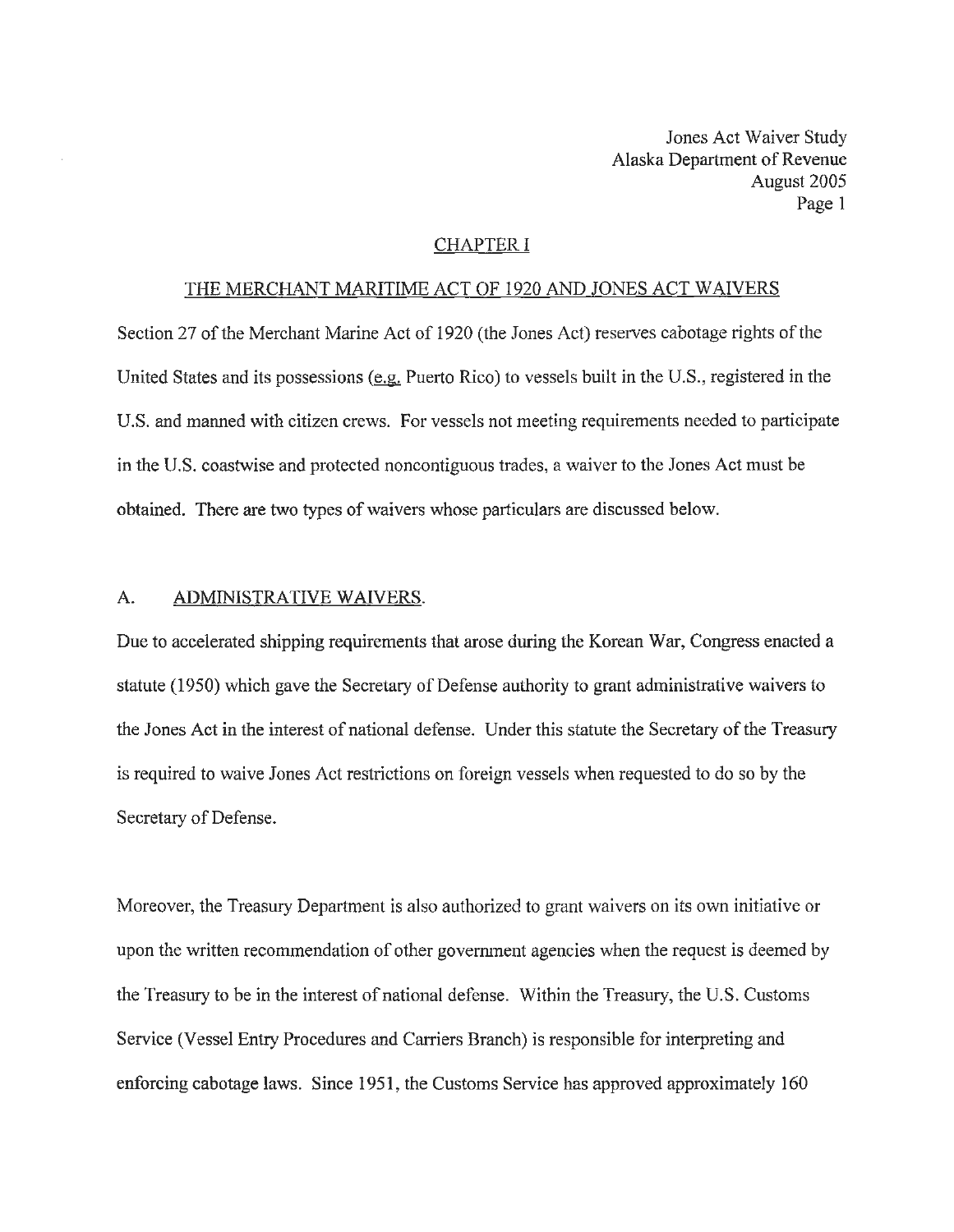## CHAPTER I

## THE MERCHANT MARITIME ACT OF 1920 AND JONES ACT WAIVERS

Section 27 of the Merchant Marine Act of 1920 (the Jones Act) reserves cabotage rights of the United States and its possessions (e.g. Puerto Rico) to vessels built in the U.S., registered in the U.S. and manned with citizen crews. For vessels not meeting requirements needed to participate in the U.S. coastwise and protected noncontiguous trades, a waiver to the Jones Act must be obtained. There are two types of waivers whose particulars are discussed below.

### A. ADMINISTRATIVE WAIVERS.

Due to accelerated shipping requirements that arose during the Korean War, Congress enacted a statute (1950) which gave the Secretary of Defense authority to grant administrative waivers to the Jones Act in the interest of national defense. Under this statute the Secretary of the Treasury is required to waive Jones Act restrictions on foreign vessels when requested to do so by the Secretary of Defense.

Moreover, the Treasury Department is also authorized to grant waivers on its own initiative or upon the written recommendation of other government agencies when the request is deemed by the Treasury to be in the interest of national defense. Within the Treasury, the U.S. Customs Service (Vessel Entry Procedures and Carriers Branch) is responsible for interpreting and enforcing cabotage laws. Since 1951, the Customs Service has approved approximately 160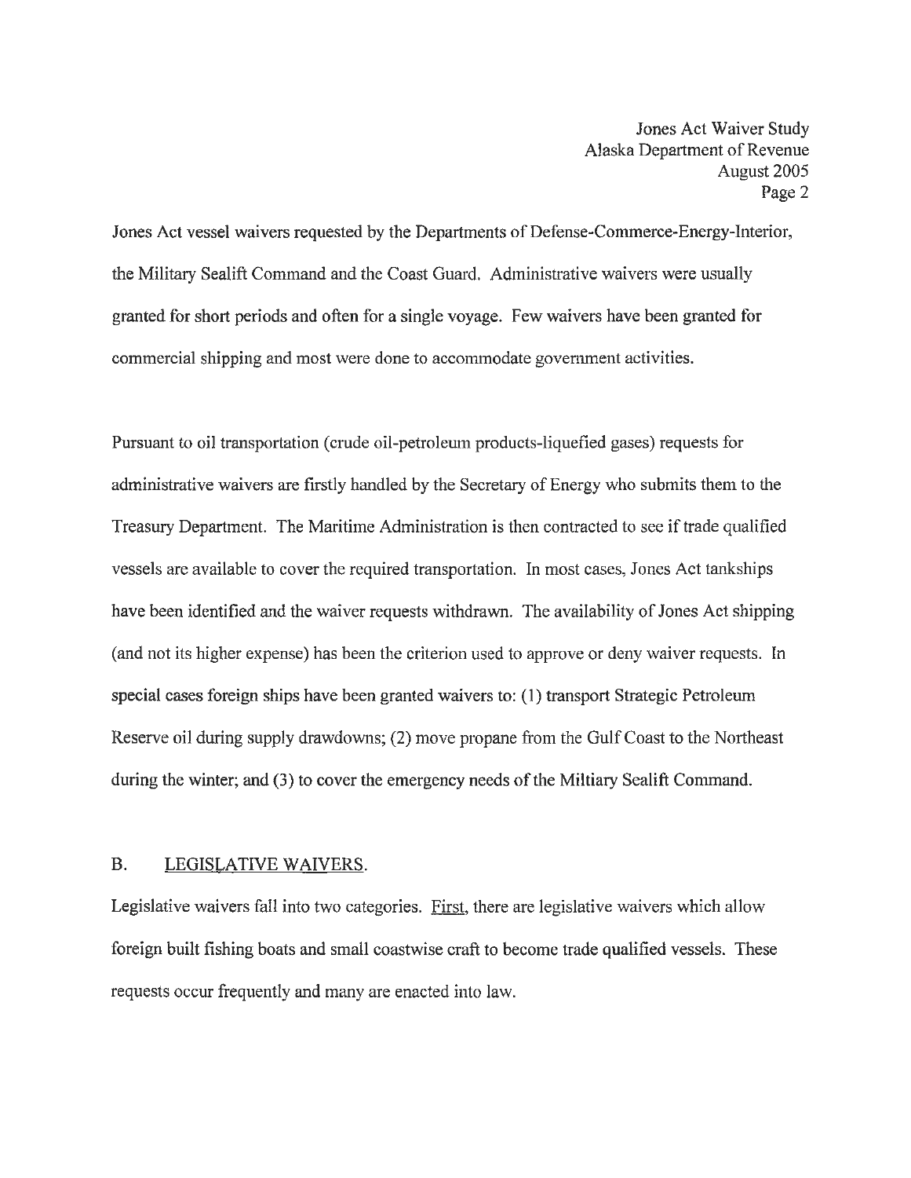Jones Act vessel waivers requested by the Departments of Defense-Commerce-Energy-Interior, the Military Sealift Command and the Coast Guard. Administrative waivers were usually granted for short periods and often for a single voyage. Few waivers have been granted for commercial shipping and most were done to accommodate government activities.

Pursuant to oil transportation (crude oil-petroleum products-liquefied gases) requests for administrative waivers are firstly handled by the Secretary of Energy who submits them to the Treasury Department. The Maritime Administration is then contracted to see if trade qualified vessels are available to cover the required transportation. In most cases, Jones Act tankships have been identified and the waiver requests withdrawn. The availability of Jones Act shipping (and not its higher expense) has been the criterion used to approve or deny waiver requests. In special cases foreign ships have been granted waivers to: (1) transport Strategic Petroleum Reserve oil during supply drawdowns; (2) move propane from the Gulf Coast to the Northeast during the winter; and (3) to cover the emergency needs of the Miltiary Sealift Command.

## B. LEGISLATIVE WAIVERS.

Legislative waivers fall into two categories. First, there are legislative waivers which allow foreign built fishing boats and small coastwise craft to become trade qualified vessels. These requests occur frequently and many are enacted into law.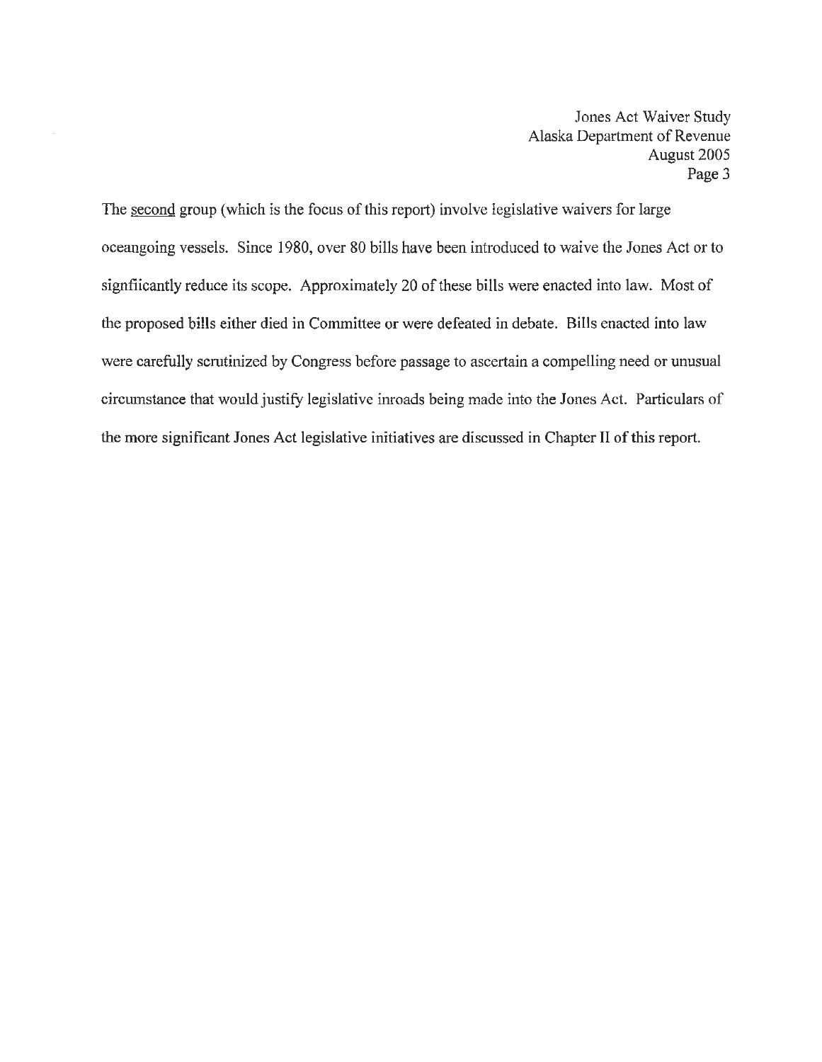The <u>second</u> group (which is the focus of this report) involve legislative waivers for large oceangoing vessels. Since 1980, over 80 bills have been introduced to waive the Jones Act or to signficantly reduce its scope. Approximately 20 of these bills were enacted into law. Most of the proposed bills either died in Committee or were defeated in debate. Bills enacted into law were carefully scrutinized by Congress before passage to ascertain a compelling need or unusual circumstance that would justify legislative inroads being made into the Jones Act. Particulars of the more significant Jones Act legislative initiatives are discussed in Chapter II of this report.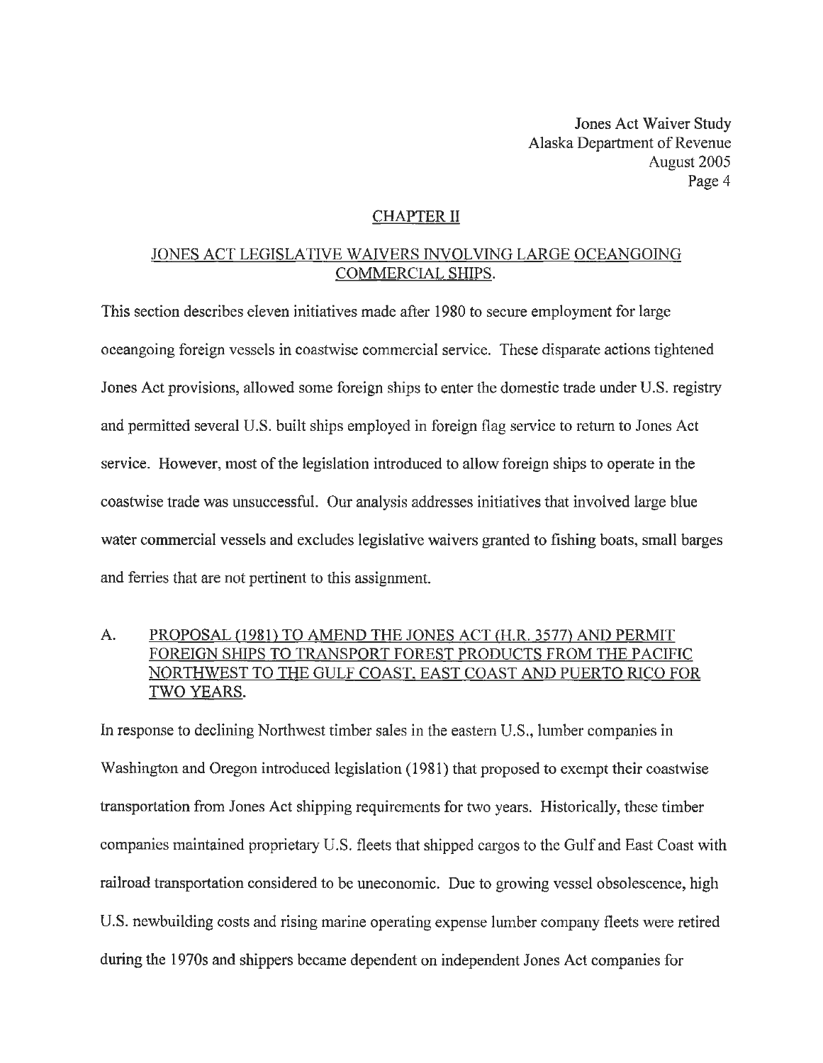## CHAPTER II

## JONES ACT LEGISLATIVE WAIVERS INVOLVING LARGE OCEANGOING COMMERCIAL SHIPS.

This section describes eleven initiatives made after 1980 to secure employment for large oceangoing foreign vessels in coastwise commercial service. These disparate actions tightened Jones Act provisions, allowed some foreign ships to enter the domestic trade under U.S. registry and permitted several U.S. built ships employed in foreign flag service to return to Jones Act service. However, most of the legislation introduced to allow foreign ships to operate in the coastwise trade was unsuccessful. Our analysis addresses initiatives that involved large blue water commercial vessels and excludes legislative waivers granted to fishing boats, small barges and ferries that are not pertinent to this assignment.

### A. PROPOSAL (1981) TO AMEND THE JONES ACT (H.R. 3577) AND PERMIT FOREIGN SHIPS TO TRANSPORT FOREST PRODUCTS FROM THE PACIFIC NORTHWEST TO THE GULF COAST, EAST COAST AND PUERTO RICO FOR TWO YEARS.

In response to declining Northwest timber sales in the eastern U.S., lumber companies in Washington and Oregon introduced legislation (1981) that proposed to exempt their coastwise transportation from Jones Act shipping requirements for two years. Historically, these timber companies maintained proprietary U.S. fleets that shipped cargos to the Gulf and East Coast with railroad transportation considered to be uneconomic. Due to growing vessel obsolescence, high U.S. newbuilding costs and rising marine operating expense lumber company fleets were retired during the 1970s and shippers became dependent on independent Jones Act companies for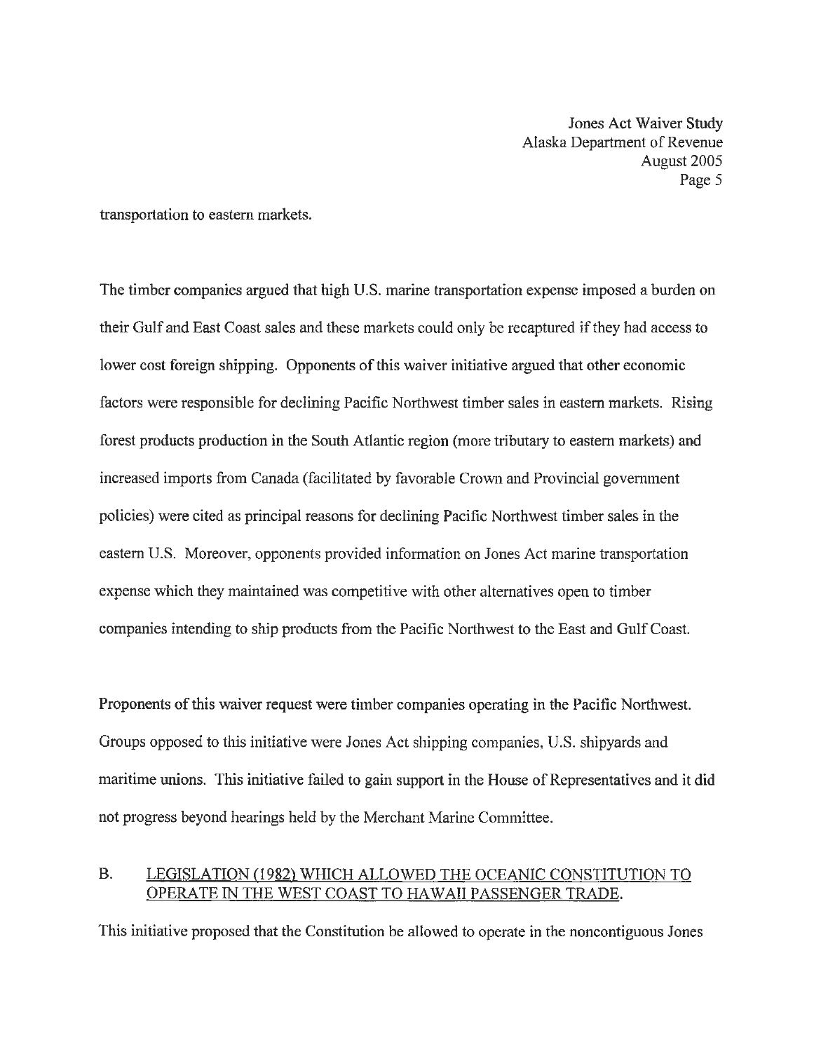transportation to eastern markets.

The timber companies argued that high U.S. marine transportation expense imposed a burden on their Gulf and East Coast sales and these markets could only be recaptured if they had access to lower cost foreign shipping. Opponents of this waiver initiative argued that other economic factors were responsible for declining Pacific Northwest timber sales in eastern markets. Rising forest products production in the South Atlantic region (more tributary to eastern markets) and increased imports from Canada (facilitated by favorable Crown and Provincial government policies) were cited as principal reasons for declining Pacific Northwest timber sales in the eastern U.S. Moreover, opponents provided information on Jones Act marine transportation expense which they maintained was competitive with other alternatives open to timber companies intending to ship products from the Pacific Northwest to the East and Gulf Coast.

Proponents of this waiver request were timber companies operating in the Pacific Northwest. Groups opposed to this initiative were Jones Act shipping companies, U.S. shipyards and maritime unions. This initiative failed to gain support in the House of Representatives and it did not progress beyond hearings held by the Merchant Marine Committee.

## B. LEGISLATION (1982) WHICH ALLOWED THE OCEANIC CONSTITUTION TO OPERATE IN THE WEST COAST TO HAWAII PASSENGER TRADE.

This initiative proposed that the Constitution be allowed to operate in the noncontiguous Jones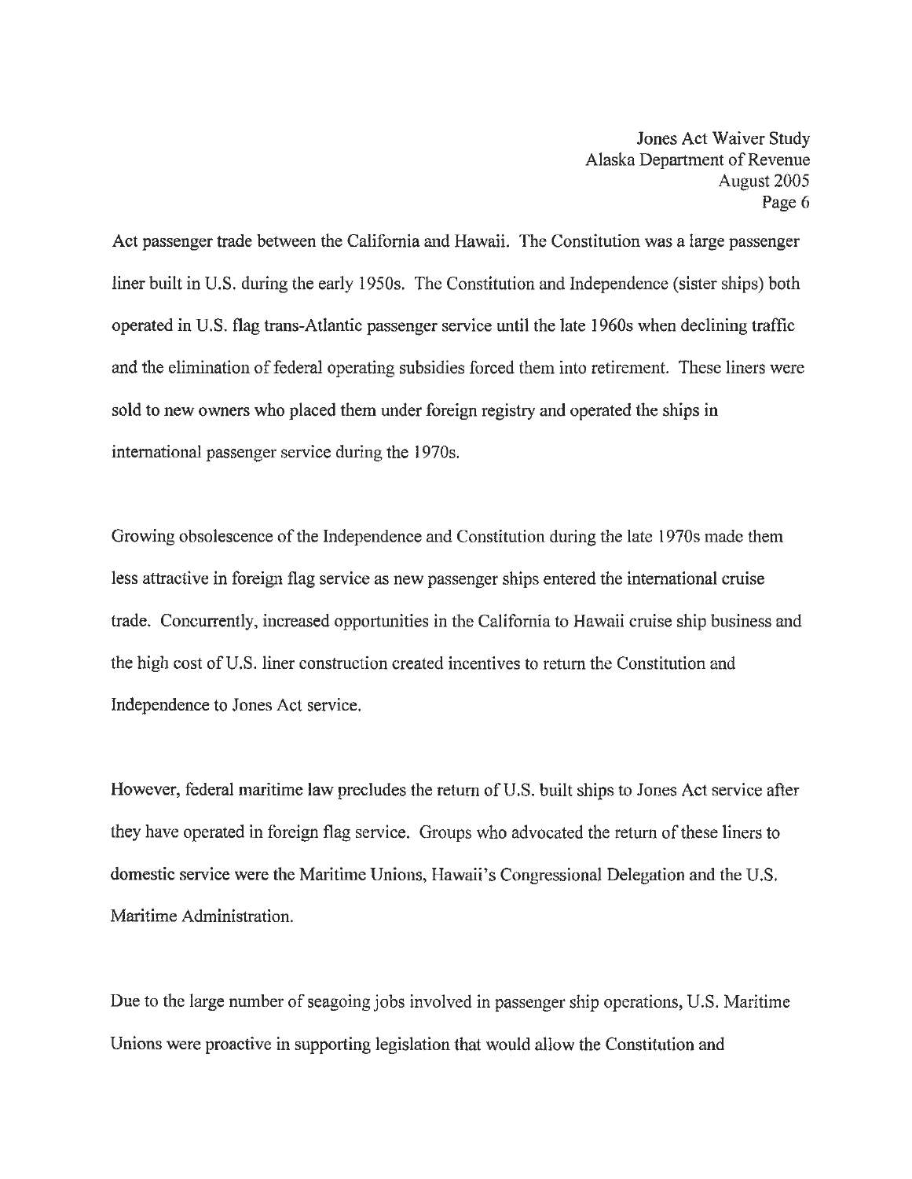Act passenger trade between the California and Hawaii. The Constitution was a large passenger liner built in U.S. during the early 1950s. The Constitution and Independence (sister ships) both operated in U.S. flag trans-Atlantic passenger service until the late 1960s when declining traffic and the elimination of federal operating subsidies forced them into retirement. These liners were sold to new owners who placed them under foreign registry and operated the ships in international passenger service during the 1970s.

Growing obsolescence of the Independence and Constitution during the late 1970s made them less attractive in foreign flag service as new passenger ships entered the international cruise trade. Concurrently, increased opportunities in the California to Hawaii cruise ship business and the high cost of U.S. liner construction created incentives to return the Constitution and Independence to Jones Act service.

However, federal maritime law precludes the return of U.S. built ships to Jones Act service after they have operated in foreign flag service. Groups who advocated the return of these liners to domestic service were the Maritime Unions, Hawaii's Congressional Delegation and the U.S. Maritime Administration.

Due to the large number of seagoing jobs involved in passenger ship operations, U.S. Maritime Unions were proactive in supporting legislation that would allow the Constitution and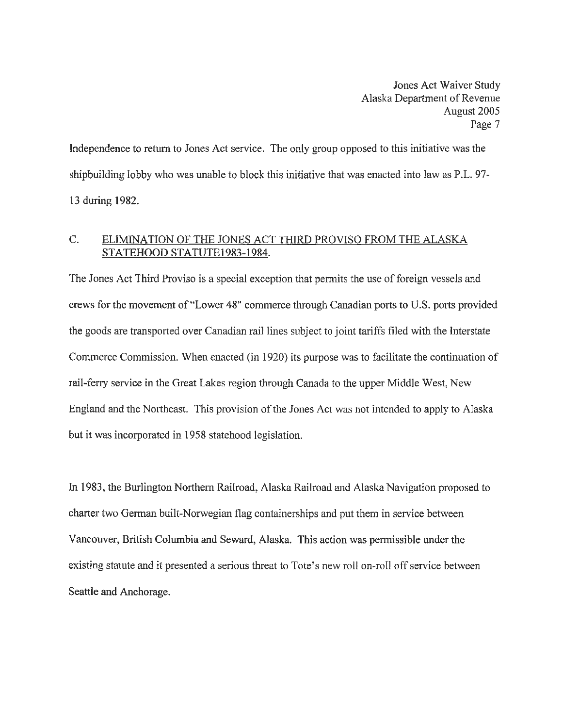Independence to return to Jones Act service. The only group opposed to this initiative was the shipbuilding lobby who was unable to block this initiative that was enacted into law as P.L. 97-13 during 1982.

## C. ELIMINATION OF THE JONES ACT THIRD PROVISO FROM THE ALASKA STATEHOOD STATUTE1983-1984.

The Jones Act Third Proviso is a special exception that permits the use of foreign vessels and crews for the movement of "Lower 48" commerce through Canadian ports to U.S. ports provided the goods are transported over Canadian rail lines subject to joint tariffs filed with the Interstate Commerce Commission. When enacted (in 1920) its purpose was to facilitate the continuation of rail-ferry service in the Great Lakes region through Canada to the upper Middle West, New England and the Northeast. This provision of the Jones Act was not intended to apply to Alaska but it was incorporated in 1958 statehood legislation.

In 1983, the Burlington Northern Railroad, Alaska Railroad and Alaska Navigation proposed to charter two German built-Norwegian flag containerships and put them in service between Vancouver, British Columbia and Seward, Alaska. This action was permissible under the existing statute and it presented a serious threat to Tote's new roll on-roll off service between Seattle and Anchorage.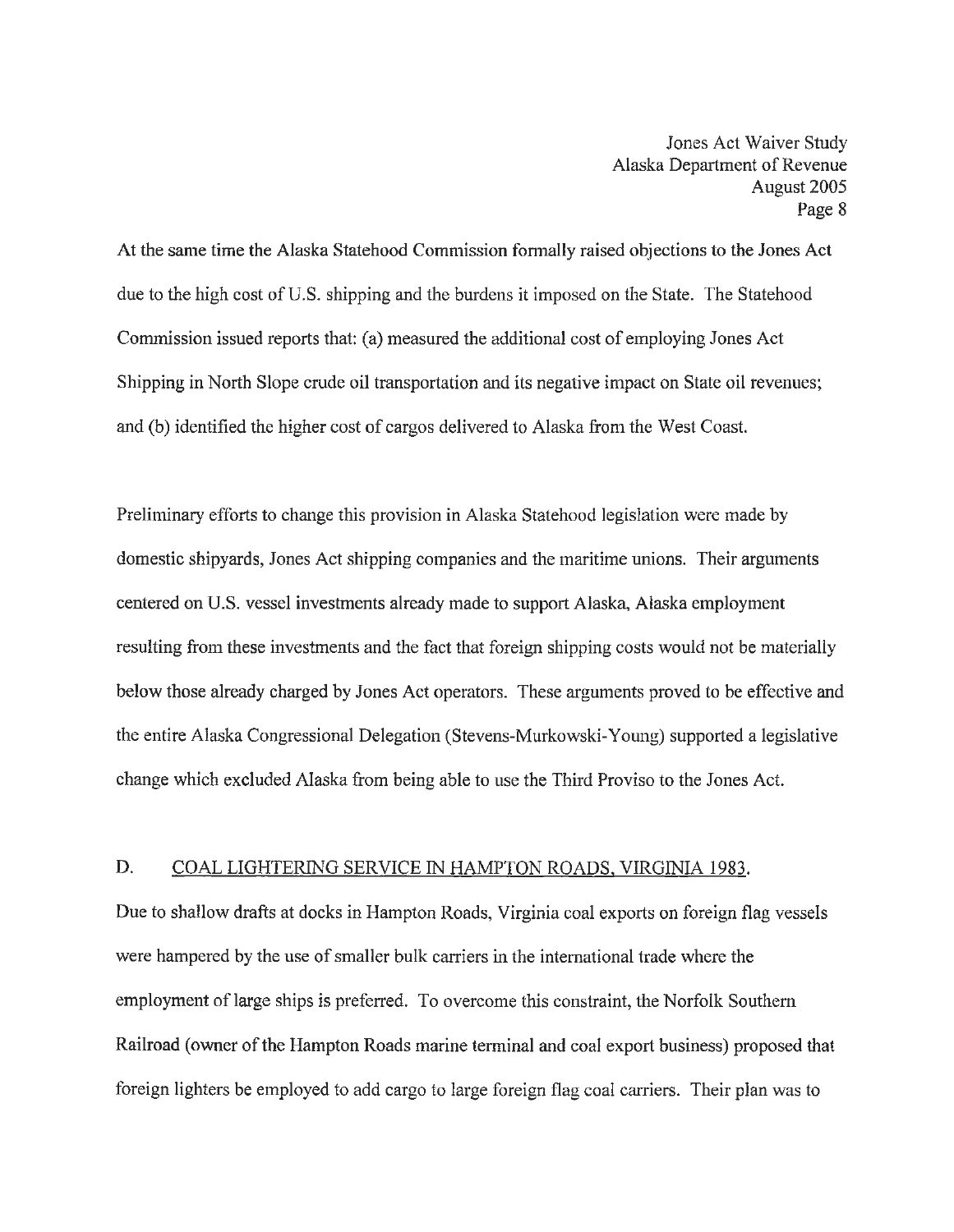At the same time the Alaska Statehood Commission formally raised objections to the Jones Act due to the high cost of U.S. shipping and the burdens it imposed on the State. The Statehood Commission issued reports that: (a) measured the additional cost of employing Jones Act Shipping in North Slope crude oil transportation and its negative impact on State oil revenues; and (b) identified the higher cost of cargos delivered to Alaska from the West Coast.

Preliminary efforts to change this provision in Alaska Statehood legislation were made by domestic shipyards, Jones Act shipping companies and the maritime unions. Their arguments centered on U.S. vessel investments already made to support Alaska, Alaska employment resulting from these investments and the fact that foreign shipping costs would not be materially below those already charged by Jones Act operators. These arguments proved to be effective and the entire Alaska Congressional Delegation (Stevens-Murkowski-Young) supported a legislative change which excluded Alaska from being able to use the Third Proviso to the Jones Act.

## D. COAL LIGHTERING SERVICE IN HAMPTON ROADS, VIRGINIA 1983.

Due to shallow drafts at docks in Hampton Roads, Virginia coal exports on foreign flag vessels were hampered by the use of smaller bulk carriers in the international trade where the employment of large ships is preferred. To overcome this constraint, the Norfolk Southern Railroad (owner of the Hampton Roads marine terminal and coal export business) proposed that foreign lighters be employed to add cargo to large foreign flag coal carriers. Their plan was to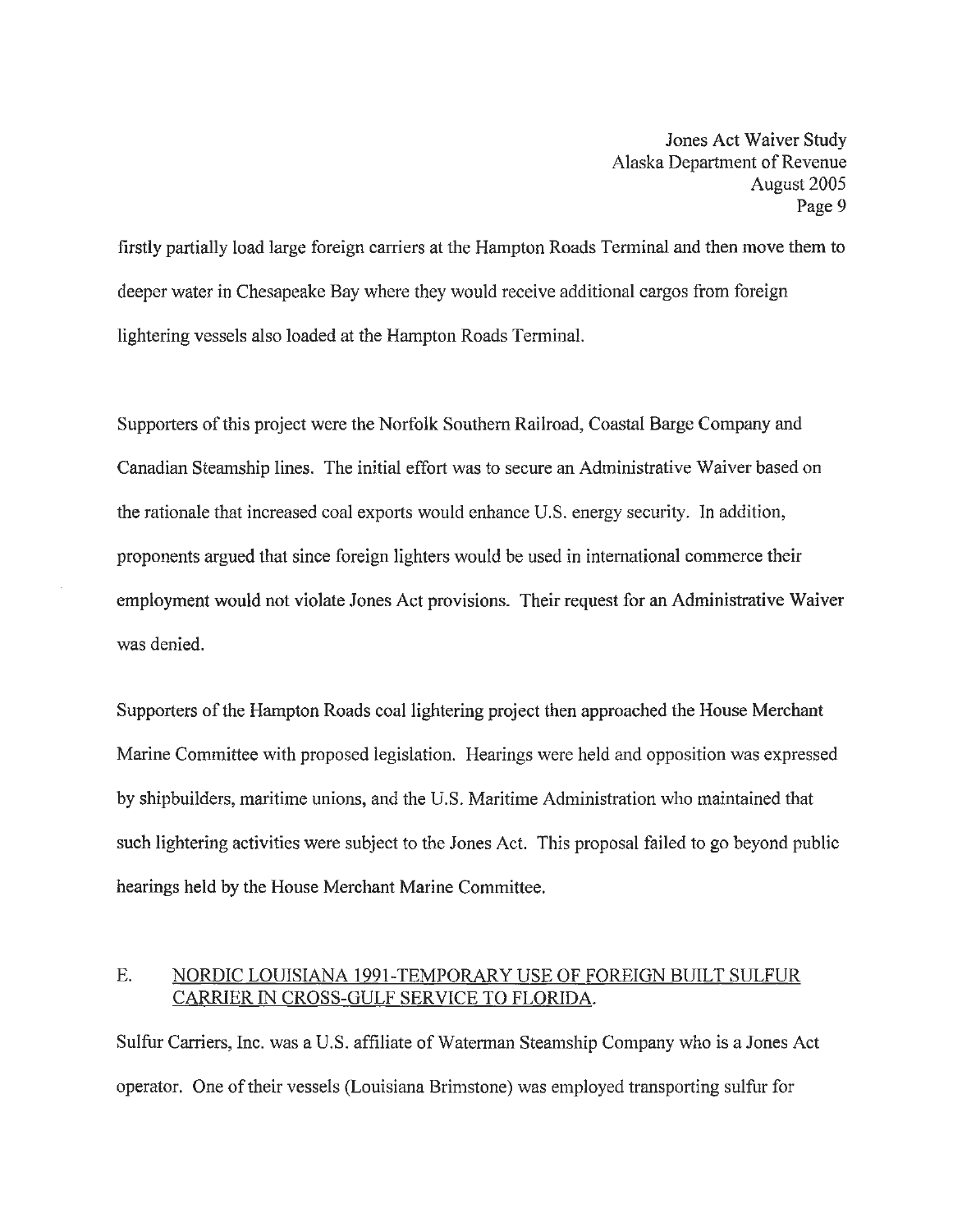firstly partially load large foreign carriers at the Hampton Roads Terminal and then move them to deeper water in Chesapeake Bay where they would receive additional cargos from foreign lightering vessels also loaded at the Hampton Roads Terminal.

Supporters of this project were the Norfolk Southern Railroad, Coastal Barge Company and Canadian Steamship lines. The initial effort was to secure an Administrative Waiver based on the rationale that increased coal exports would enhance U.S. energy security. In addition, proponents argued that since foreign lighters would be used in international commerce their employment would not violate Jones Act provisions. Their request for an Administrative Waiver was denied.

Supporters of the Hampton Roads coal lightering project then approached the House Merchant Marine Committee with proposed legislation. Hearings were held and opposition was expressed by shipbuilders, maritime unions, and the U.S. Maritime Administration who maintained that such lightering activities were subject to the Jones Act. This proposal failed to go beyond public hearings held by the House Merchant Marine Committee.

### E. NORDIC LOUISIANA 1991-TEMPORARY USE OF FOREIGN BUILT SULFUR CARRIER IN CROSS-GULF SERVICE TO FLORIDA.

Sulfur Carriers, Inc. was a U.S. affiliate of Waterman Steamship Company who is a Jones Act operator. One of their vessels (Louisiana Brimstone) was employed transporting sulfur for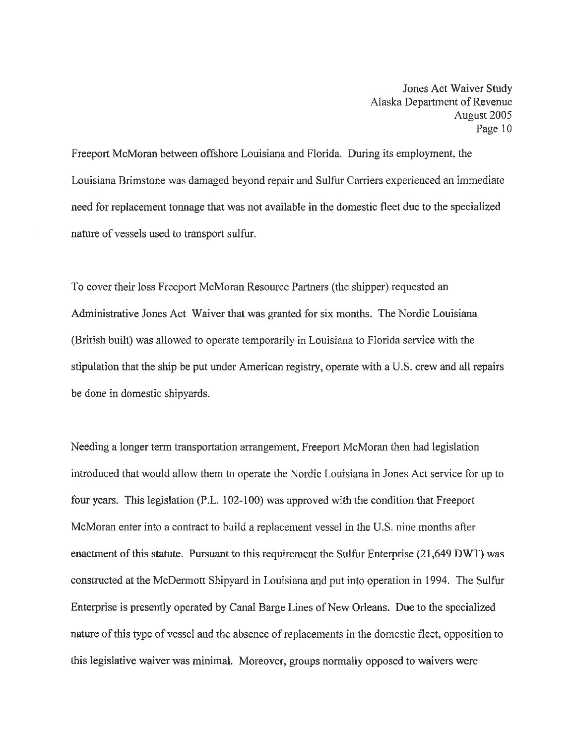Freeport McMoran between offshore Louisiana and Florida. During its employment, the Louisiana Brimstone was damaged beyond repair and Sulfur Carriers experienced an immediate need for replacement tonnage that was not available in the domestic fleet due to the specialized nature of vessels used to transport sulfur.

To cover their loss Freeport McMoran Resource Partners (the shipper) requested an Administrative Jones Act Waiver that was granted for six months. The Nordic Louisiana (British built) was allowed to operate temporarily in Louisiana to Florida service with the stipulation that the ship be put under American registry, operate with a U.S. crew and all repairs be done in domestic shipyards.

Needing a longer term transportation arrangement, Freeport McMoran then had legislation introduced that would allow them to operate the Nordic Louisiana in Jones Act service for up to four years. This legislation (P.L. 102-100) was approved with the condition that Freeport McMoran enter into a contract to build a replacement vessel in the U.S. nine months after enactment of this statute. Pursuant to this requirement the Sulfur Enterprise (21,649 DWT) was constructed at the McDermott Shipyard in Louisiana and put into operation in 1994. The Sulfur Enterprise is presently operated by Canal Barge Lines of New Orleans. Due to the specialized nature of this type of vessel and the absence of replacements in the domestic fleet, opposition to this legislative waiver was minimal. Moreover, groups normally opposed to waivers were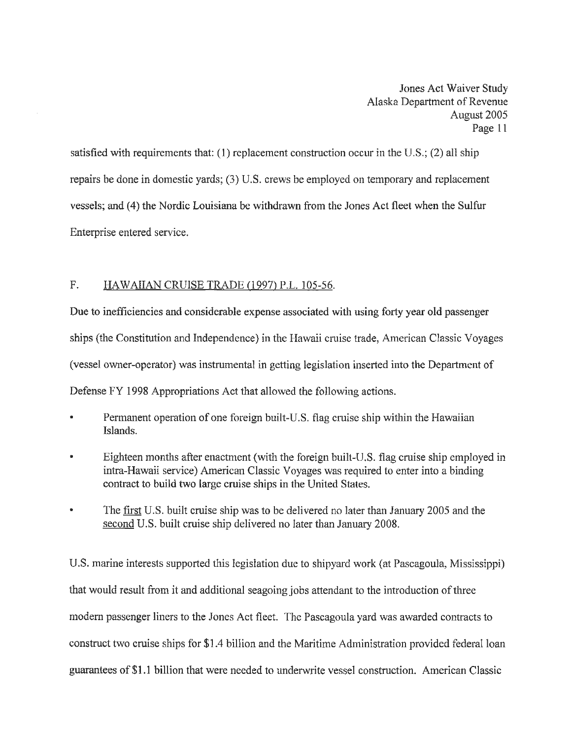satisfied with requirements that: (1) replacement construction occur in the U.S.; (2) all ship repairs be done in domestic yards; (3) U.S. crews be employed on temporary and replacement vessels; and (4) the Nordic Louisiana be withdrawn from the Jones Act fleet when the Sulfur Enterprise entered service.

## F. HAWAIIAN CRUISE TRADE (1997) P.L. 105-56.

Due to inefficiencies and considerable expense associated with using forty year old passenger ships (the Constitution and Independence) in the Hawaii cruise trade, American Classic Voyages (vessel owner-operator) was instrumental in getting legislation inserted into the Department of Defense FY 1998 Appropriations Act that allowed the following actions.

- Permanent operation of one foreign built-U.S. flag cruise ship within the Hawaiian Islands.
- Eighteen months after enactment (with the foreign built-U.S. flag cruise ship employed in intra-Hawaii service) American Classic Voyages was required to enter into a binding contract to build two large cruise ships in the United States.
- The first U.S. built cruise ship was to be delivered no later than January 2005 and the second U.S. built cruise ship delivered no later than January 2008.

U.S. marine interests supported this legislation due to shipyard work (at Pascagoula, Mississippi) that would result from it and additional seagoing jobs attendant to the introduction of three modern passenger liners to the Jones Act fleet. The Pascagoula yard was awarded contracts to construct two cruise ships for $1.4 billion and the Maritime Administration provided federal loan guarantees of $1.1 billion that were needed to underwrite vessel construction. American Classic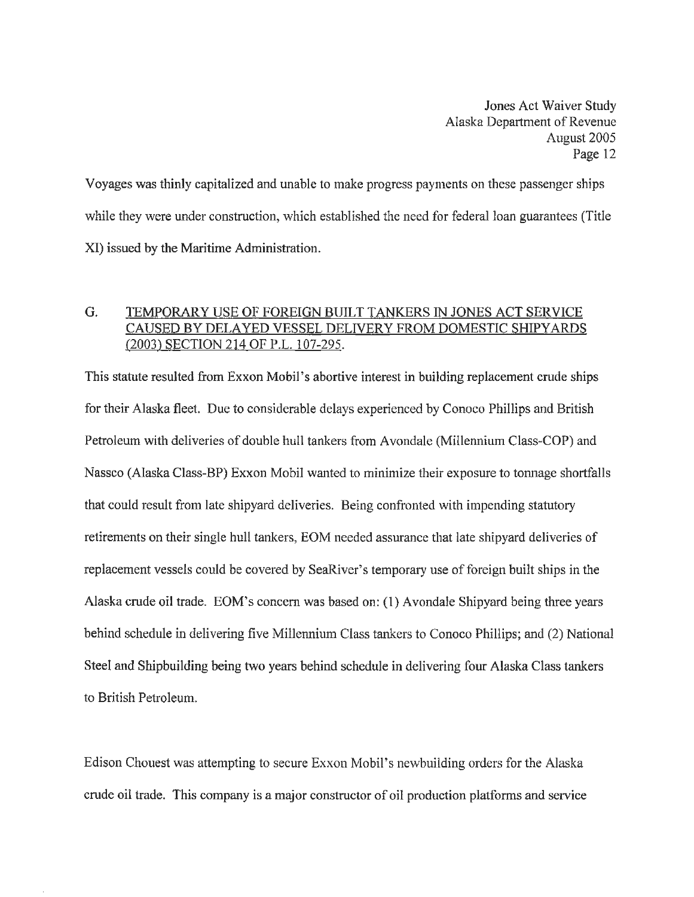Voyages was thinly capitalized and unable to make progress payments on these passenger ships while they were under construction, which established the need for federal loan guarantees (Title XI) issued by the Maritime Administration.

## G. TEMPORARY USE OF FOREIGN BUILT TANKERS IN JONES ACT SERVICE CAUSED BY DELAYED VESSEL DELIVERY FROM DOMESTIC SHIPYARDS (2003) SECTION 214 OF P.L. 107-295.

This statute resulted from Exxon Mobil's abortive interest in building replacement crude ships for their Alaska fleet. Due to considerable delays experienced by Conoco Phillips and British Petroleum with deliveries of double hull tankers from Avondale (Millennium Class-COP) and Nassco (Alaska Class-BP) Exxon Mobil wanted to minimize their exposure to tonnage shortfalls that could result from late shipyard deliveries. Being confronted with impending statutory retirements on their single hull tankers, EOM needed assurance that late shipyard deliveries of replacement vessels could be covered by SeaRiver's temporary use of foreign built ships in the Alaska crude oil trade. EOM's concern was based on: (1) Avondale Shipyard being three years behind schedule in delivering five Millennium Class tankers to Conoco Phillips; and (2) National Steel and Shipbuilding being two years behind schedule in delivering four Alaska Class tankers to British Petroleum.

Edison Chouest was attempting to secure Exxon Mobil's newbuilding orders for the Alaska crude oil trade. This company is a major constructor of oil production platforms and service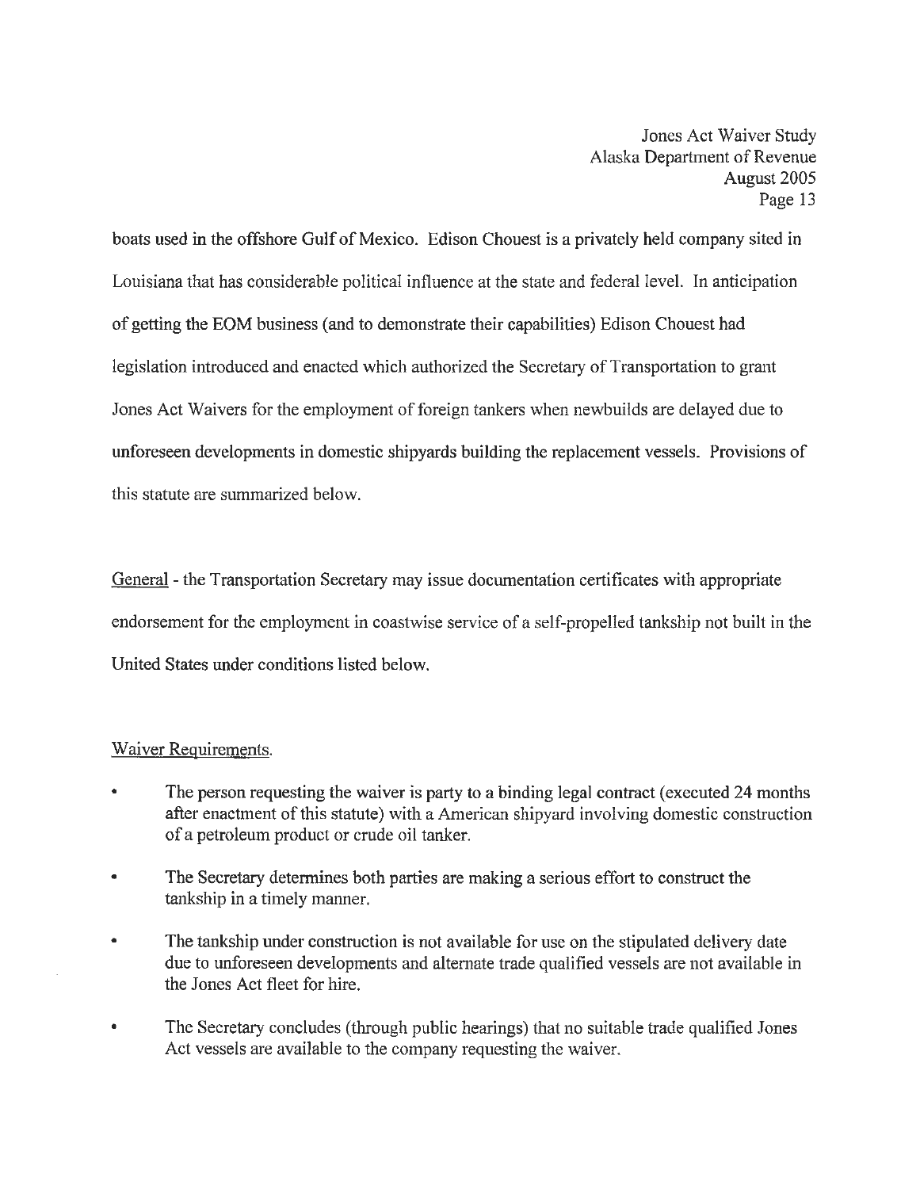boats used in the offshore Gulf of Mexico. Edison Chouest is a privately held company sited in Louisiana that has considerable political influence at the state and federal level. In anticipation of getting the EOM business (and to demonstrate their capabilities) Edison Chouest had legislation introduced and enacted which authorized the Secretary of Transportation to grant Jones Act Waivers for the employment of foreign tankers when newbuilds are delayed due to unforeseen developments in domestic shipyards building the replacement vessels. Provisions of this statute are summarized below.

General - the Transportation Secretary may issue documentation certificates with appropriate endorsement for the employment in coastwise service of a self-propelled tankship not built in the United States under conditions listed below.

Waiver Requirements.

- The person requesting the waiver is party to a binding legal contract (executed 24 months after enactment of this statute) with a American shipyard involving domestic construction of a petroleum product or crude oil tanker.
- The Secretary determines both parties are making a serious effort to construct the tankship in a timely manner.
- The tankship under construction is not available for use on the stipulated delivery date due to unforeseen developments and alternate trade qualified vessels are not available in the Jones Act fleet for hire.
- The Secretary concludes (through public hearings) that no suitable trade qualified Jones Act vessels are available to the company requesting the waiver.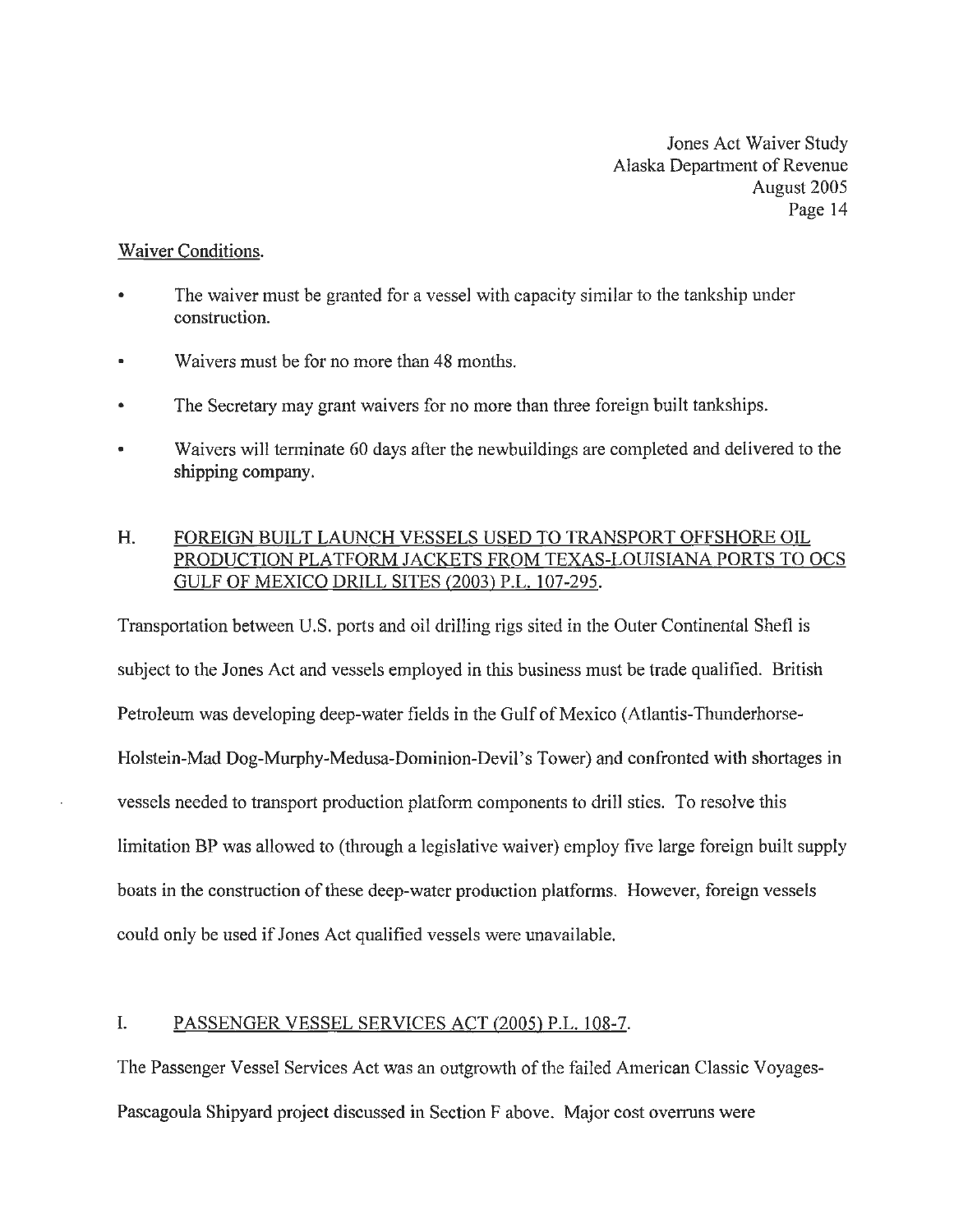Waiver Conditions.

- The waiver must be granted for a vessel with capacity similar to the tankship under construction.
- Waivers must be for no more than 48 months.
- The Secretary may grant waivers for no more than three foreign built tankships.
- Waivers will terminate 60 days after the newbuildings are completed and delivered to the shipping company.

## H. FOREIGN BUILT LAUNCH VESSELS USED TO TRANSPORT OFFSHORE OIL PRODUCTION PLATFORM JACKETS FROM TEXAS-LOUISIANA PORTS TO OCS GULF OF MEXICO DRILL SITES (2003) P.L. 107-295.

Transportation between U.S. ports and oil drilling rigs sited in the Outer Continental Shefl is subject to the Jones Act and vessels employed in this business must be trade qualified. British Petroleum was developing deep-water fields in the Gulf of Mexico (Atlantis-Thunderhorse-Holstein-Mad Dog-Murphy-Medusa-Dominion-Devil's Tower) and confronted with shortages in vessels needed to transport production platform components to drill sties. To resolve this limitation BP was allowed to (through a legislative waiver) employ five large foreign built supply boats in the construction of these deep-water production platforms. However, foreign vessels could only be used if Jones Act qualified vessels were unavailable.

## I. PASSENGER VESSEL SERVICES ACT (2005) P.L. 108-7.

The Passenger Vessel Services Act was an outgrowth of the failed American Classic Voyages-Pascagoula Shipyard project discussed in Section F above. Major cost overruns were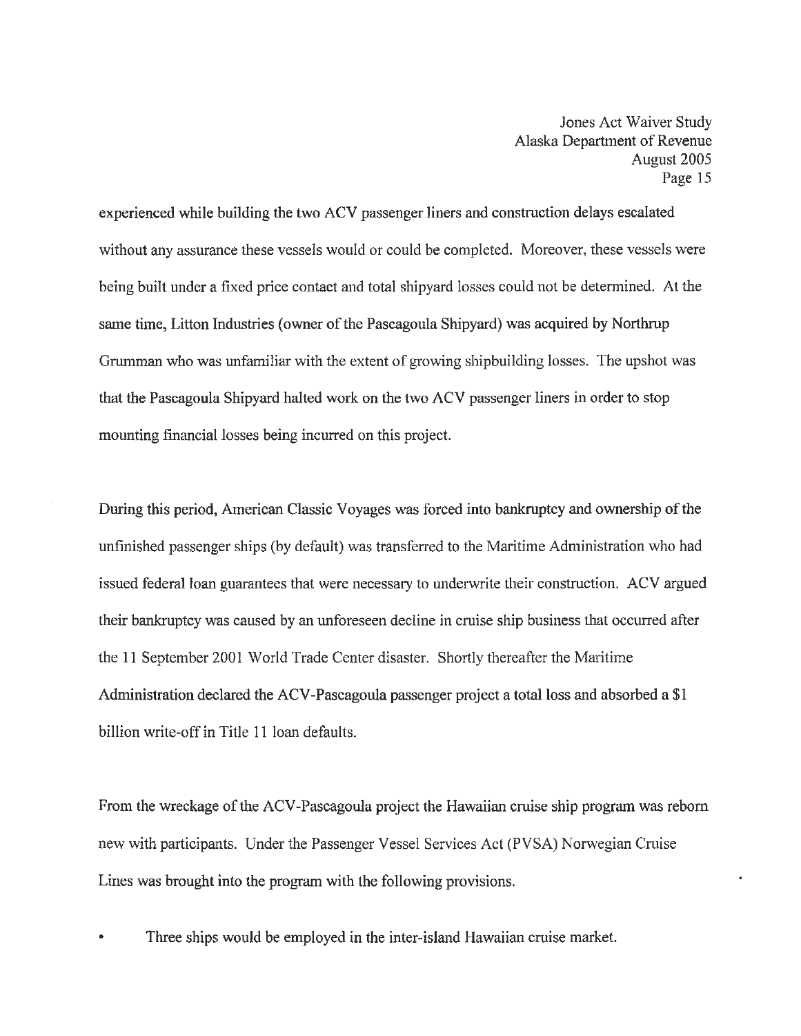experienced while building the two ACV passenger liners and construction delays escalated without any assurance these vessels would or could be completed. Moreover, these vessels were being built under a fixed price contact and total shipyard losses could not be determined. At the same time, Litton Industries (owner of the Pascagoula Shipyard) was acquired by Northrup Grumman who was unfamiliar with the extent of growing shipbuilding losses. The upshot was that the Pascagoula Shipyard halted work on the two ACV passenger liners in order to stop mounting financial losses being incurred on this project.

During this period, American Classic Voyages was forced into bankruptcy and ownership of the unfinished passenger ships (by default) was transferred to the Maritime Administration who had issued federal loan guarantees that were necessary to underwrite their construction. ACV argued their bankruptcy was caused by an unforeseen decline in cruise ship business that occurred after the 11 September 2001 World Trade Center disaster. Shortly thereafter the Maritime Administration declared the ACV-Pascagoula passenger project a total loss and absorbed a $1 billion write-off in Title 11 loan defaults.

From the wreckage of the ACV-Pascagoula project the Hawaiian cruise ship program was reborn new with participants. Under the Passenger Vessel Services Act (PVSA) Norwegian Cruise Lines was brought into the program with the following provisions.

- Three ships would be employed in the inter-island Hawaiian cruise market.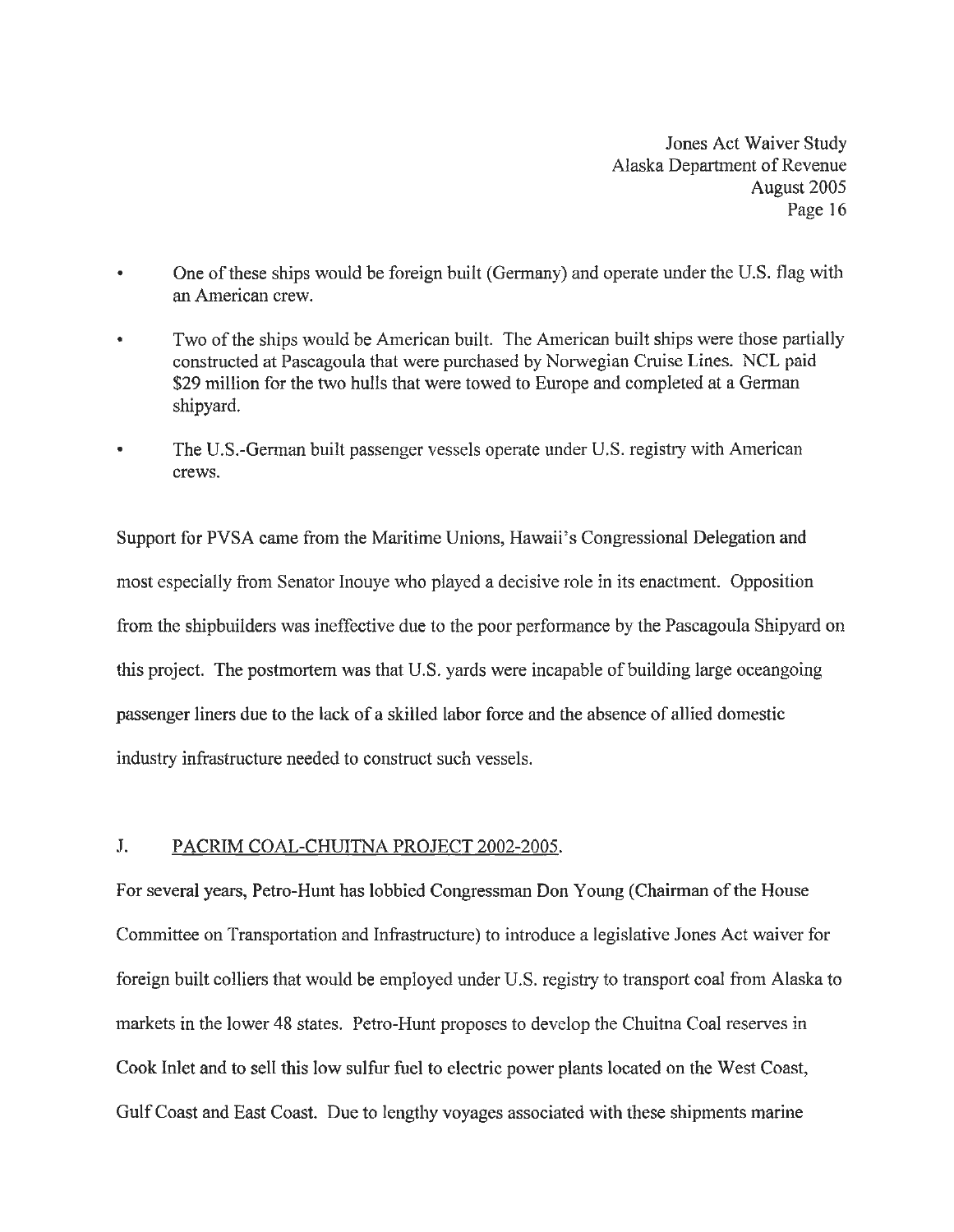- One of these ships would be foreign built (Germany) and operate under the U.S. flag with an American crew.
- Two of the ships would be American built. The American built ships were those partially constructed at Pascagoula that were purchased by Norwegian Cruise Lines. NCL paid $29 million for the two hulls that were towed to Europe and completed at a German shipyard.
- The U.S.-German built passenger vessels operate under U.S. registry with American crews.

Support for PVSA came from the Maritime Unions, Hawaii's Congressional Delegation and most especially from Senator Inouye who played a decisive role in its enactment. Opposition from the shipbuilders was ineffective due to the poor performance by the Pascagoula Shipyard on this project. The postmortem was that U.S. yards were incapable of building large oceangoing passenger liners due to the lack of a skilled labor force and the absence of allied domestic industry infrastructure needed to construct such vessels.

## J. PACRIM COAL-CHUITNA PROJECT 2002-2005.

For several years, Petro-Hunt has lobbied Congressman Don Young (Chairman of the House Committee on Transportation and Infrastructure) to introduce a legislative Jones Act waiver for foreign built colliers that would be employed under U.S. registry to transport coal from Alaska to markets in the lower 48 states. Petro-Hunt proposes to develop the Chuitna Coal reserves in Cook Inlet and to sell this low sulfur fuel to electric power plants located on the West Coast, Gulf Coast and East Coast. Due to lengthy voyages associated with these shipments marine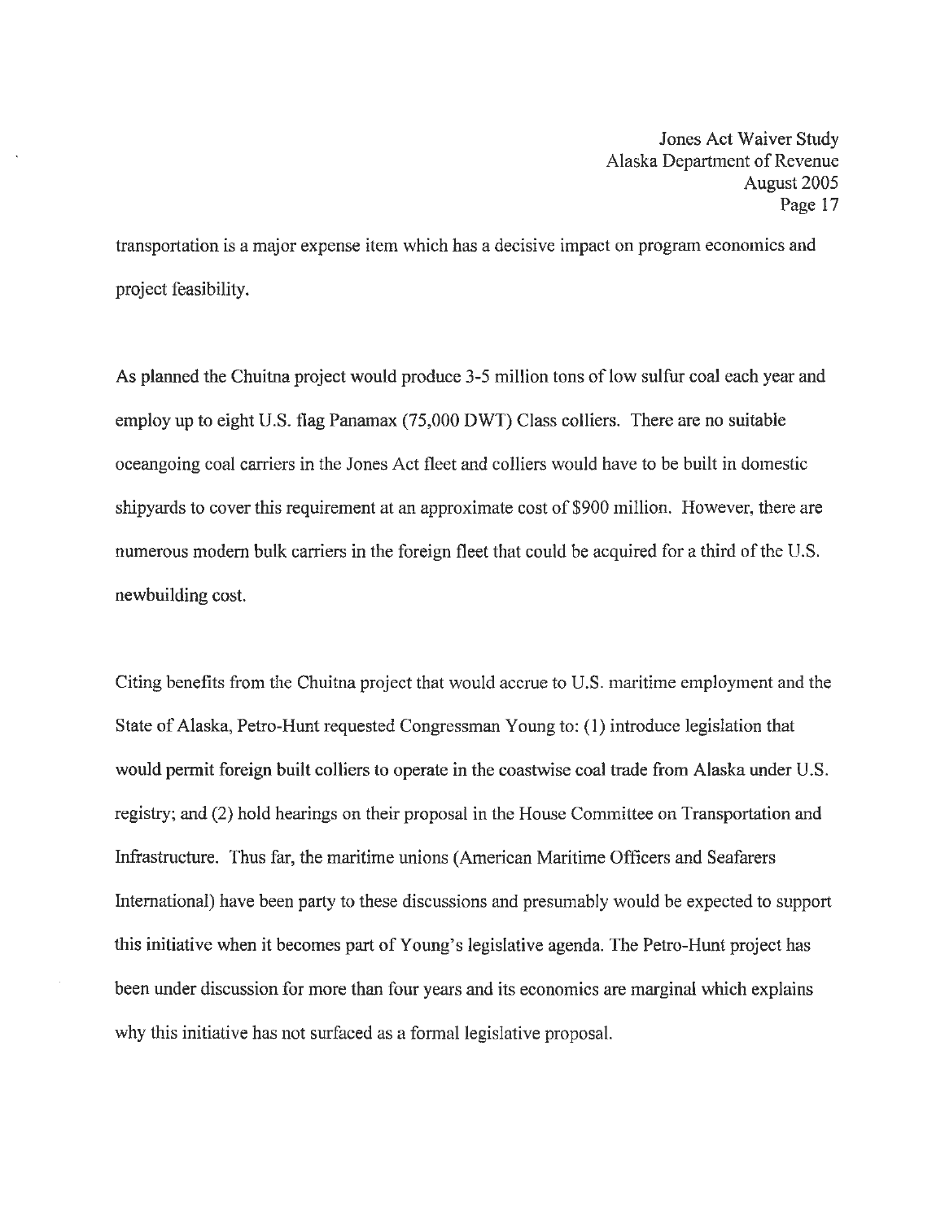transportation is a major expense item which has a decisive impact on program economics and project feasibility.

As planned the Chuitna project would produce 3-5 million tons of low sulfur coal each year and employ up to eight U.S. flag Panamax (75,000 DWT) Class colliers. There are no suitable oceangoing coal carriers in the Jones Act fleet and colliers would have to be built in domestic shipyards to cover this requirement at an approximate cost of $900 million. However, there are numerous modern bulk carriers in the foreign fleet that could be acquired for a third of the U.S. newbuilding cost.

Citing benefits from the Chuitna project that would accrue to U.S. maritime employment and the State of Alaska, Petro-Hunt requested Congressman Young to: (1) introduce legislation that would permit foreign built colliers to operate in the coastwise coal trade from Alaska under U.S. registry; and (2) hold hearings on their proposal in the House Committee on Transportation and Infrastructure. Thus far, the maritime unions (American Maritime Officers and Seafarers International) have been party to these discussions and presumably would be expected to support this initiative when it becomes part of Young's legislative agenda. The Petro-Hunt project has been under discussion for more than four years and its economics are marginal which explains why this initiative has not surfaced as a formal legislative proposal.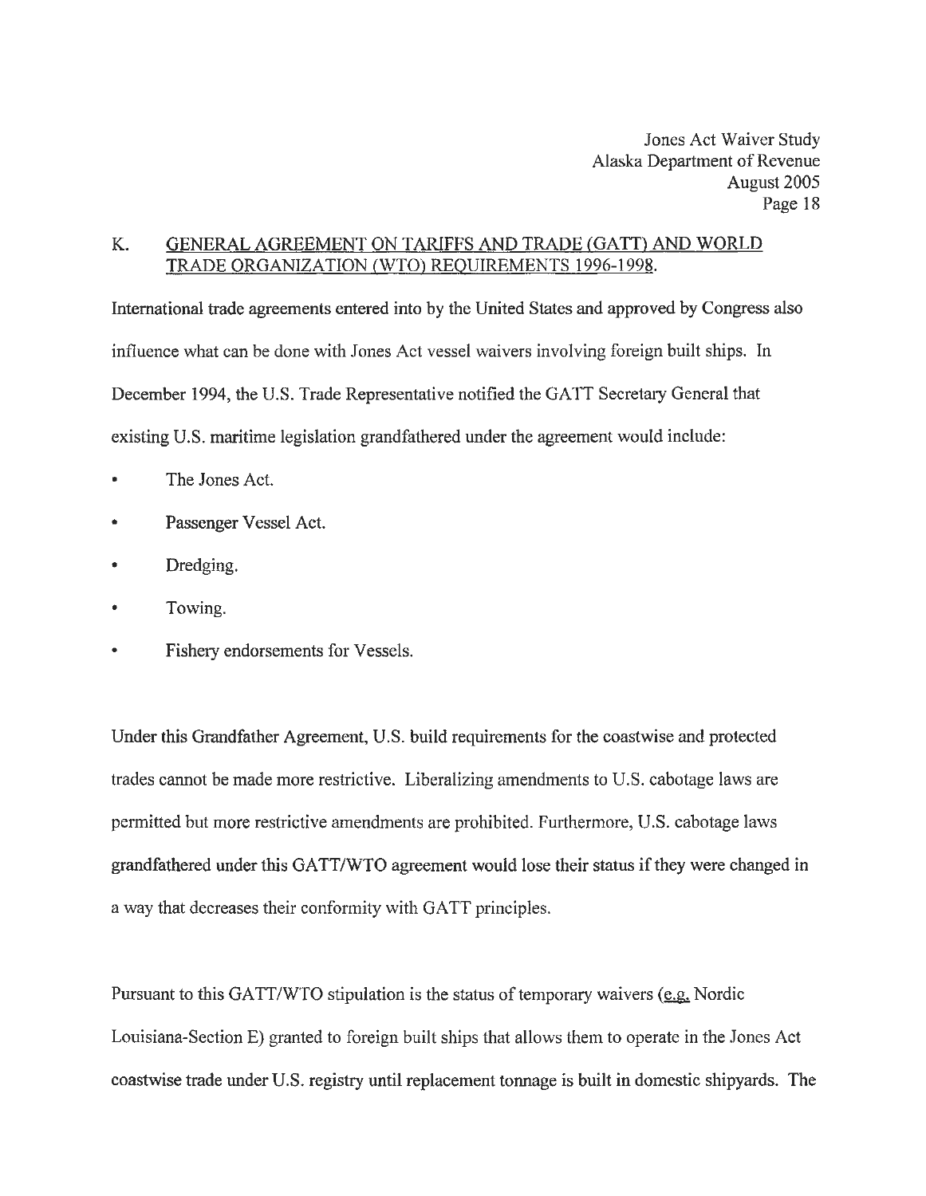## K. GENERAL AGREEMENT ON TARIFFS AND TRADE (GATT) AND WORLD TRADE ORGANIZATION (WTO) REQUIREMENTS 1996-1998.

International trade agreements entered into by the United States and approved by Congress also influence what can be done with Jones Act vessel waivers involving foreign built ships. In December 1994, the U.S. Trade Representative notified the GATT Secretary General that existing U.S. maritime legislation grandfathered under the agreement would include:

- The Jones Act.
- Passenger Vessel Act.
- Dredging.
- Towing.
- Fishery endorsements for Vessels.

Under this Grandfather Agreement, U.S. build requirements for the coastwise and protected trades cannot be made more restrictive. Liberalizing amendments to U.S. cabotage laws are permitted but more restrictive amendments are prohibited. Furthermore, U.S. cabotage laws grandfathered under this GATT/WTO agreement would lose their status if they were changed in a way that decreases their conformity with GATT principles.

Pursuant to this GATT/WTO stipulation is the status of temporary waivers (e.g. Nordic Louisiana-Section E) granted to foreign built ships that allows them to operate in the Jones Act coastwise trade under U.S. registry until replacement tonnage is built in domestic shipyards. The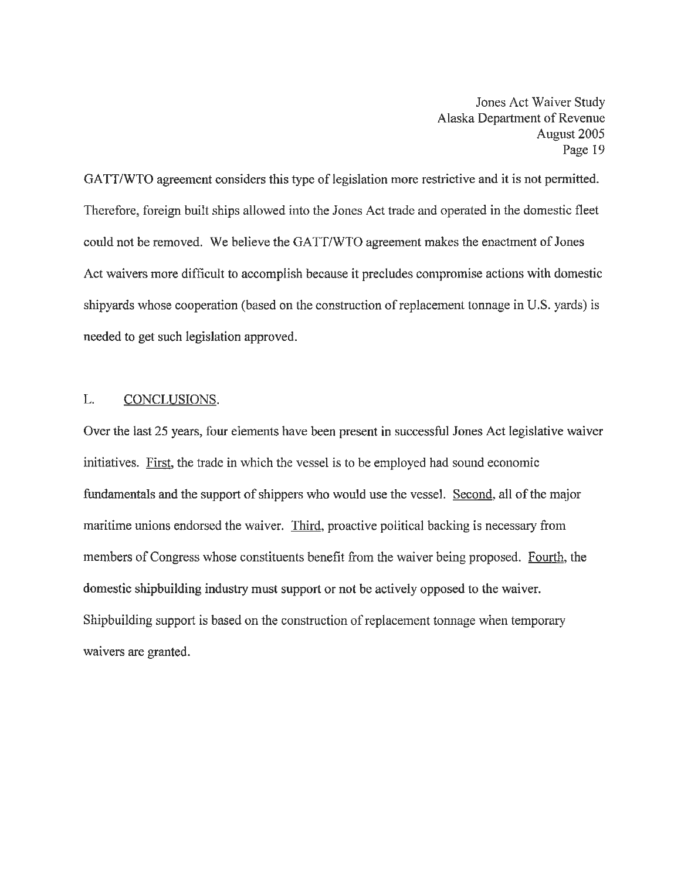GATT/WTO agreement considers this type of legislation more restrictive and it is not permitted. Therefore, foreign built ships allowed into the Jones Act trade and operated in the domestic fleet could not be removed. We believe the GATT/WTO agreement makes the enactment of Jones Act waivers more difficult to accomplish because it precludes compromise actions with domestic shipyards whose cooperation (based on the construction of replacement tonnage in U.S. yards) is needed to get such legislation approved.

## L. CONCLUSIONS.

Over the last 25 years, four elements have been present in successful Jones Act legislative waiver initiatives. First, the trade in which the vessel is to be employed had sound economic fundamentals and the support of shippers who would use the vessel. Second, all of the major maritime unions endorsed the waiver. Third, proactive political backing is necessary from members of Congress whose constituents benefit from the waiver being proposed. Fourth, the domestic shipbuilding industry must support or not be actively opposed to the waiver. Shipbuilding support is based on the construction of replacement tonnage when temporary waivers are granted.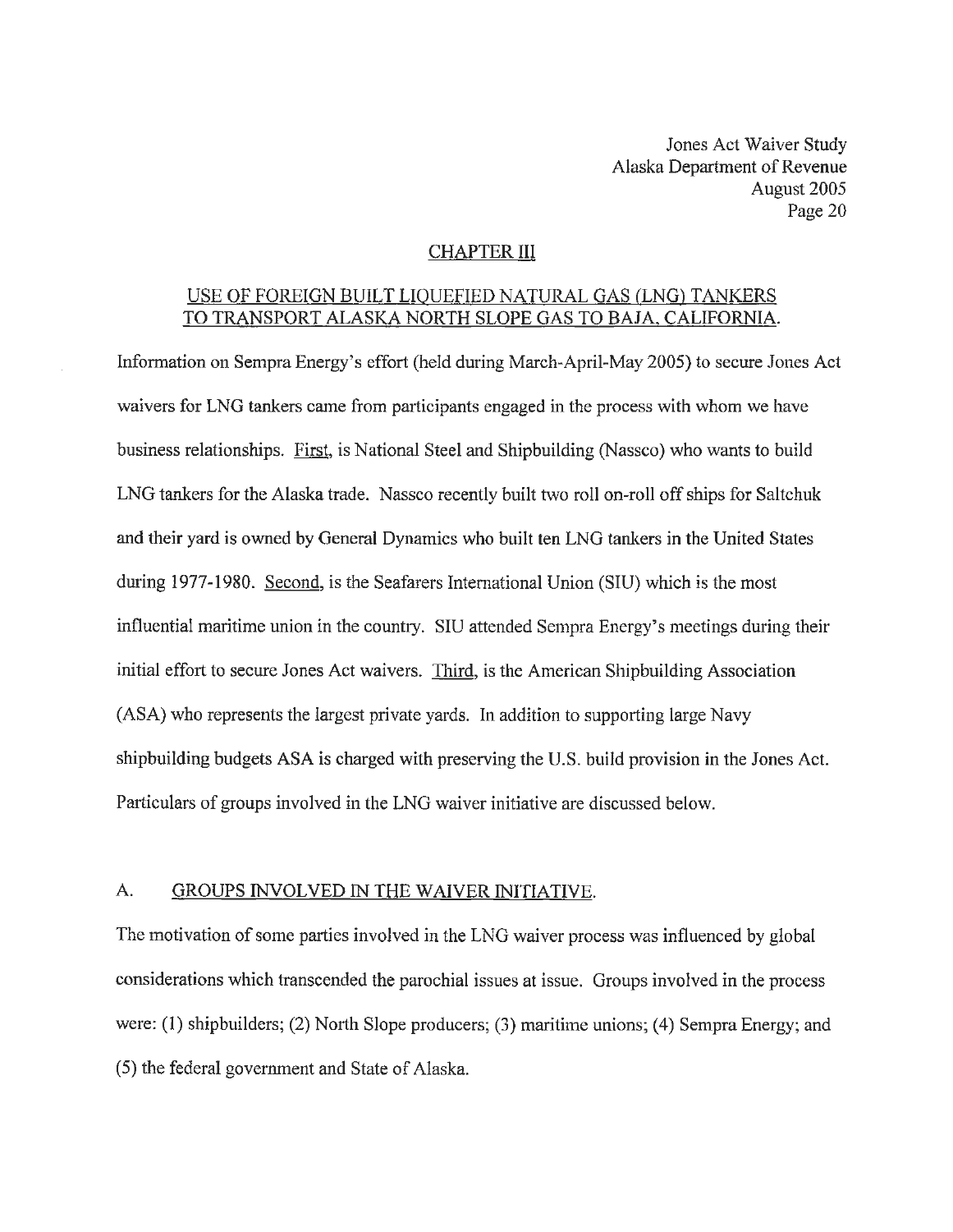## CHAPTER III

## USE OF FOREIGN BUILT LIQUEFIED NATURAL GAS (LNG) TANKERS TO TRANSPORT ALASKA NORTH SLOPE GAS TO BAJA, CALIFORNIA.

Information on Sempra Energy's effort (held during March-April-May 2005) to secure Jones Act waivers for LNG tankers came from participants engaged in the process with whom we have business relationships. First, is National Steel and Shipbuilding (Nassco) who wants to build LNG tankers for the Alaska trade. Nassco recently built two roll on-roll off ships for Saltchuk and their yard is owned by General Dynamics who built ten LNG tankers in the United States during 1977-1980. Second, is the Seafarers International Union (SIU) which is the most influential maritime union in the country. SIU attended Sempra Energy's meetings during their initial effort to secure Jones Act waivers. Third, is the American Shipbuilding Association (ASA) who represents the largest private yards. In addition to supporting large Navy shipbuilding budgets ASA is charged with preserving the U.S. build provision in the Jones Act. Particulars of groups involved in the LNG waiver initiative are discussed below.

### A. GROUPS INVOLVED IN THE WAIVER INITIATIVE.

The motivation of some parties involved in the LNG waiver process was influenced by global considerations which transcended the parochial issues at issue. Groups involved in the process were: (1) shipbuilders; (2) North Slope producers; (3) maritime unions; (4) Sempra Energy; and (5) the federal government and State of Alaska.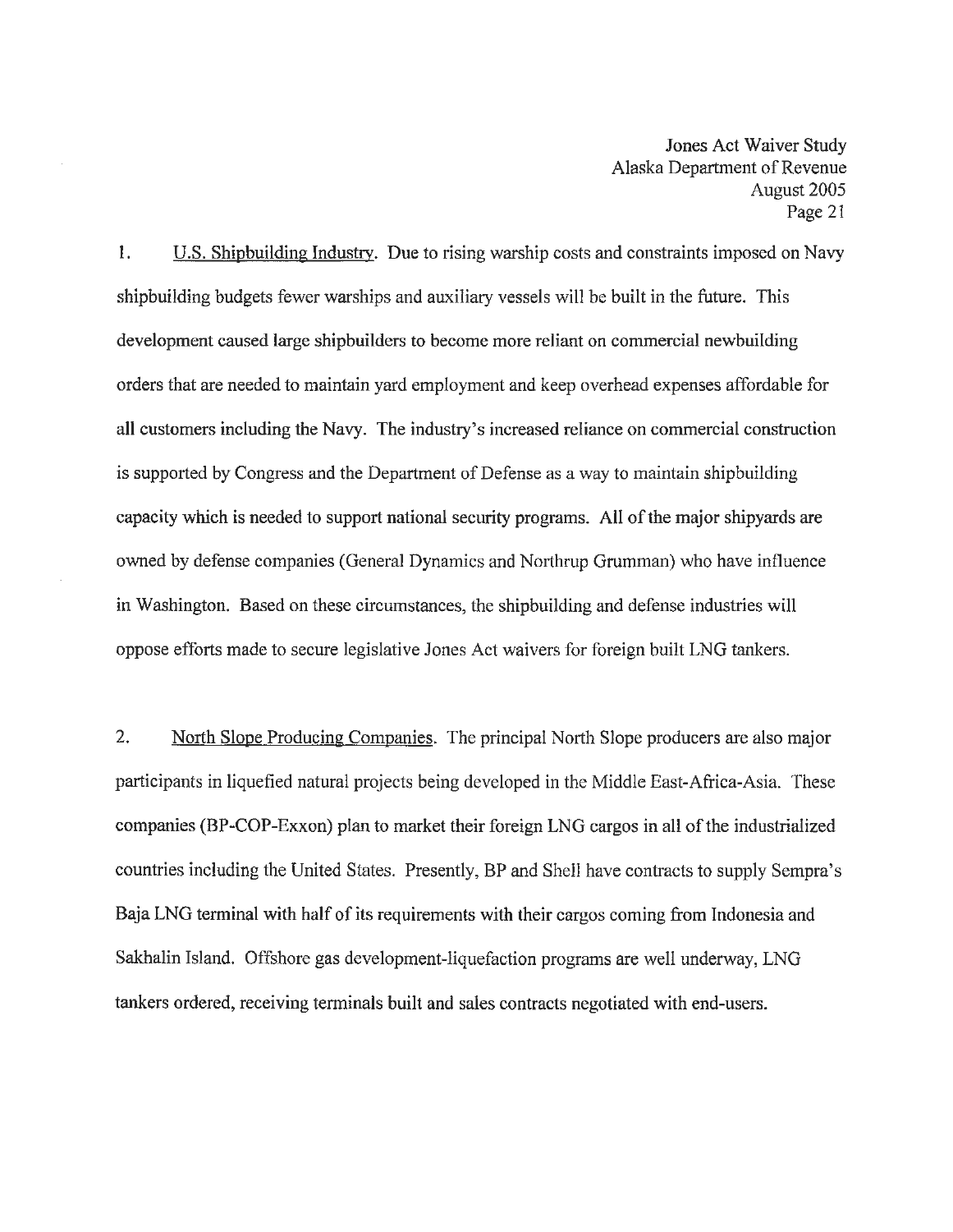1. <u>U.S. Shipbuilding Industry</u>. Due to rising warship costs and constraints imposed on Navy shipbuilding budgets fewer warships and auxiliary vessels will be built in the future. This development caused large shipbuilders to become more reliant on commercial newbuilding orders that are needed to maintain yard employment and keep overhead expenses affordable for all customers including the Navy. The industry's increased reliance on commercial construction is supported by Congress and the Department of Defense as a way to maintain shipbuilding capacity which is needed to support national security programs. All of the major shipyards are owned by defense companies (General Dynamics and Northrup Grumman) who have influence in Washington. Based on these circumstances, the shipbuilding and defense industries will oppose efforts made to secure legislative Jones Act waivers for foreign built LNG tankers.

2. <u>North Slope Producing Companies</u>. The principal North Slope producers are also major participants in liquefied natural projects being developed in the Middle East-Africa-Asia. These companies (BP-COP-Exxon) plan to market their foreign LNG cargos in all of the industrialized countries including the United States. Presently, BP and Shell have contracts to supply Sempra's Baja LNG terminal with half of its requirements with their cargos coming from Indonesia and Sakhalin Island. Offshore gas development-liquefaction programs are well underway, LNG tankers ordered, receiving terminals built and sales contracts negotiated with end-users.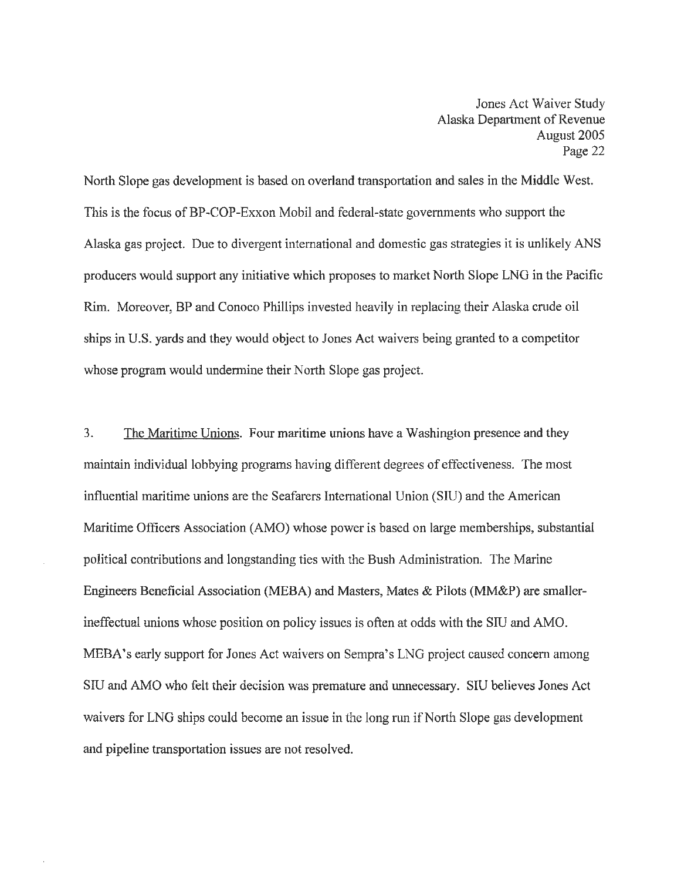North Slope gas development is based on overland transportation and sales in the Middle West. This is the focus of BP-COP-Exxon Mobil and federal-state governments who support the Alaska gas project. Due to divergent international and domestic gas strategies it is unlikely ANS producers would support any initiative which proposes to market North Slope LNG in the Pacific Rim. Moreover, BP and Conoco Phillips invested heavily in replacing their Alaska crude oil ships in U.S. yards and they would object to Jones Act waivers being granted to a competitor whose program would undermine their North Slope gas project.

3. The Maritime Unions. Four maritime unions have a Washington presence and they maintain individual lobbying programs having different degrees of effectiveness. The most influential maritime unions are the Seafarers International Union (SIU) and the American Maritime Officers Association (AMO) whose power is based on large memberships, substantial political contributions and longstanding ties with the Bush Administration. The Marine Engineers Beneficial Association (MEBA) and Masters, Mates & Pilots (MM&P) are smaller-ineffectual unions whose position on policy issues is often at odds with the SIU and AMO. MEBA's early support for Jones Act waivers on Sempra's LNG project caused concern among SIU and AMO who felt their decision was premature and unnecessary. SIU believes Jones Act waivers for LNG ships could become an issue in the long run if North Slope gas development and pipeline transportation issues are not resolved.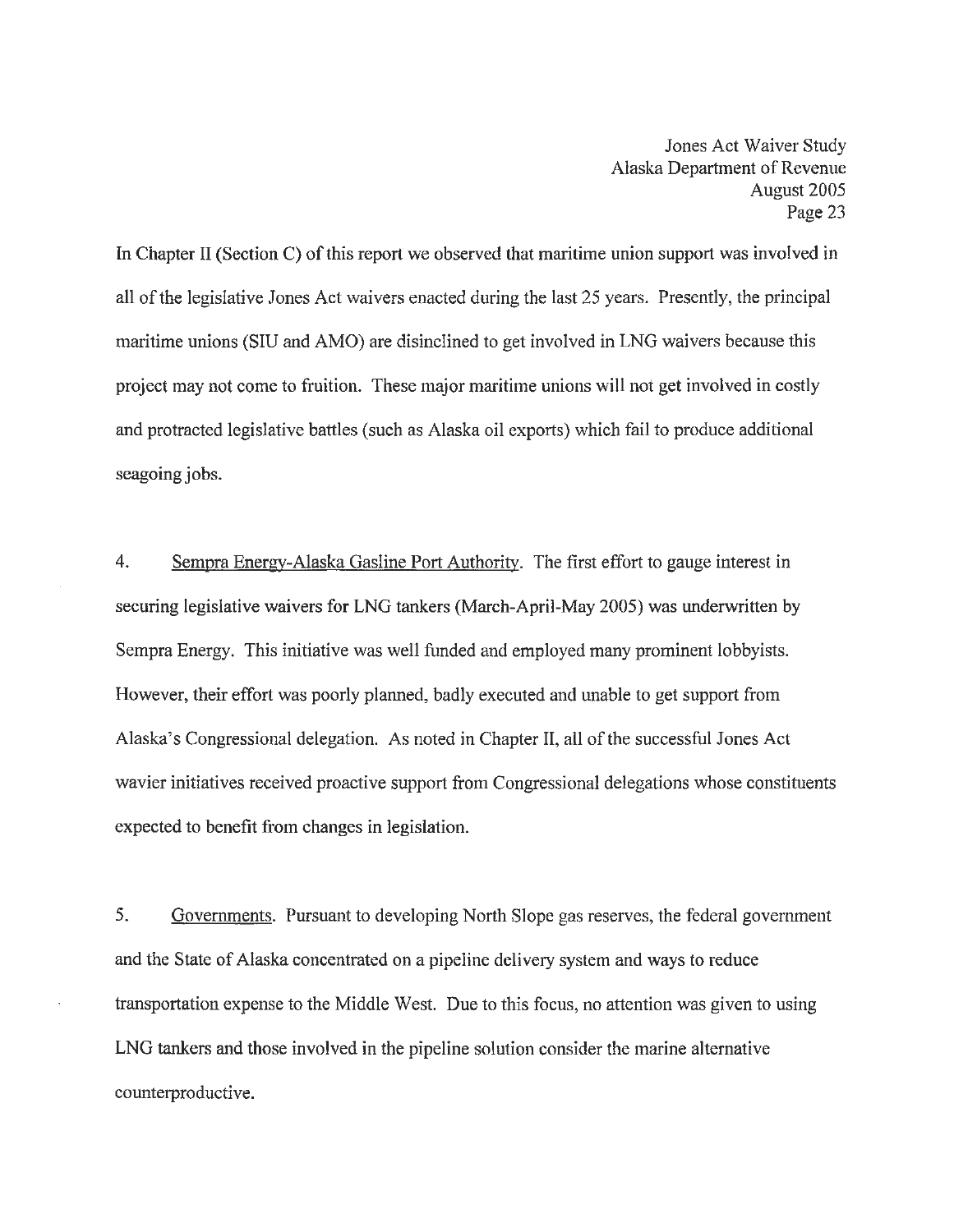In Chapter II (Section C) of this report we observed that maritime union support was involved in all of the legislative Jones Act waivers enacted during the last 25 years. Presently, the principal maritime unions (SIU and AMO) are disinclined to get involved in LNG waivers because this project may not come to fruition. These major maritime unions will not get involved in costly and protracted legislative battles (such as Alaska oil exports) which fail to produce additional seagoing jobs.

4. Sempra Energy-Alaska Gasline Port Authority. The first effort to gauge interest in securing legislative waivers for LNG tankers (March-April-May 2005) was underwritten by Sempra Energy. This initiative was well funded and employed many prominent lobbyists. However, their effort was poorly planned, badly executed and unable to get support from Alaska's Congressional delegation. As noted in Chapter II, all of the successful Jones Act wavier initiatives received proactive support from Congressional delegations whose constituents expected to benefit from changes in legislation.

5. Governments. Pursuant to developing North Slope gas reserves, the federal government and the State of Alaska concentrated on a pipeline delivery system and ways to reduce transportation expense to the Middle West. Due to this focus, no attention was given to using LNG tankers and those involved in the pipeline solution consider the marine alternative counterproductive.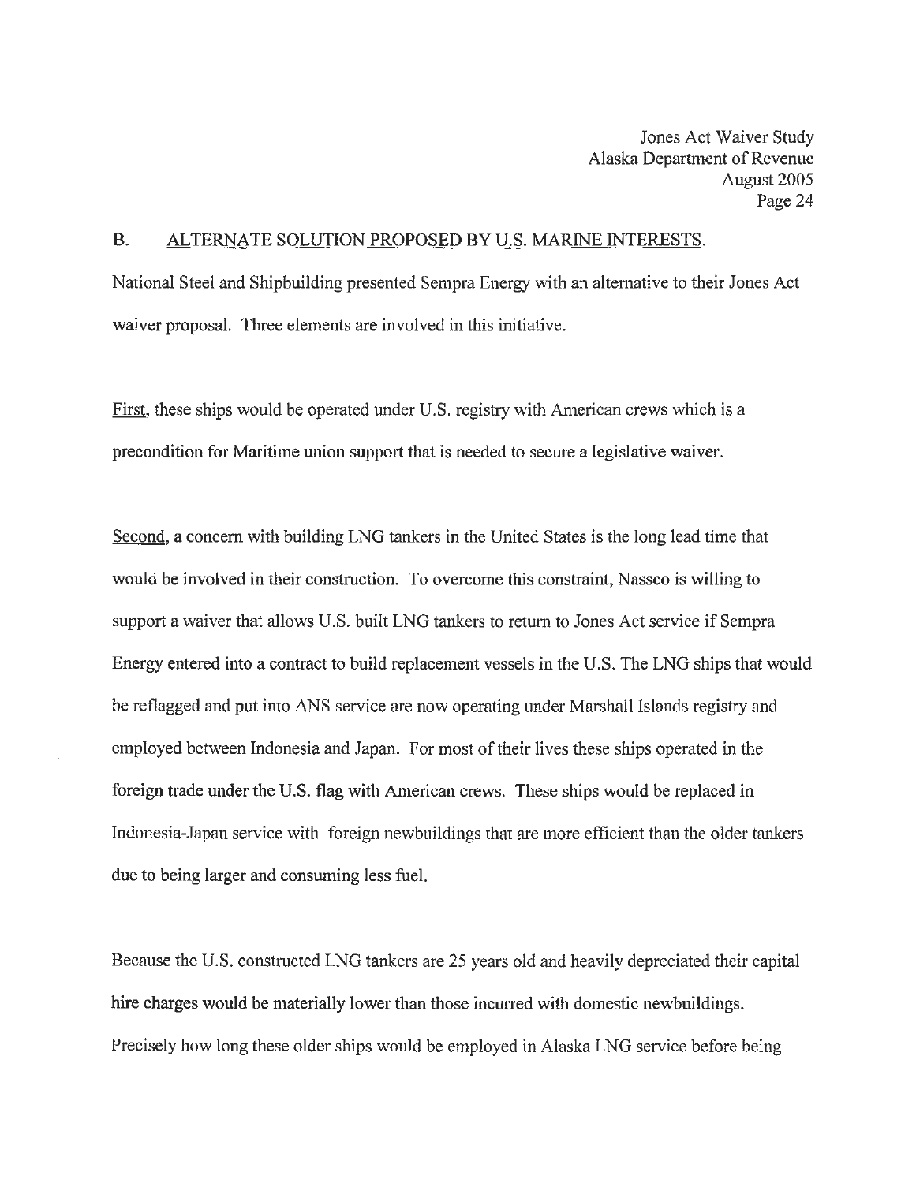## B. ALTERNATE SOLUTION PROPOSED BY U.S. MARINE INTERESTS.

National Steel and Shipbuilding presented Sempra Energy with an alternative to their Jones Act waiver proposal. Three elements are involved in this initiative.

First, these ships would be operated under U.S. registry with American crews which is a precondition for Maritime union support that is needed to secure a legislative waiver.

Second, a concern with building LNG tankers in the United States is the long lead time that would be involved in their construction. To overcome this constraint, Nassco is willing to support a waiver that allows U.S. built LNG tankers to return to Jones Act service if Sempra Energy entered into a contract to build replacement vessels in the U.S. The LNG ships that would be reflagged and put into ANS service are now operating under Marshall Islands registry and employed between Indonesia and Japan. For most of their lives these ships operated in the foreign trade under the U.S. flag with American crews. These ships would be replaced in Indonesia-Japan service with foreign newbuildings that are more efficient than the older tankers due to being larger and consuming less fuel.

Because the U.S. constructed LNG tankers are 25 years old and heavily depreciated their capital hire charges would be materially lower than those incurred with domestic newbuildings. Precisely how long these older ships would be employed in Alaska LNG service before being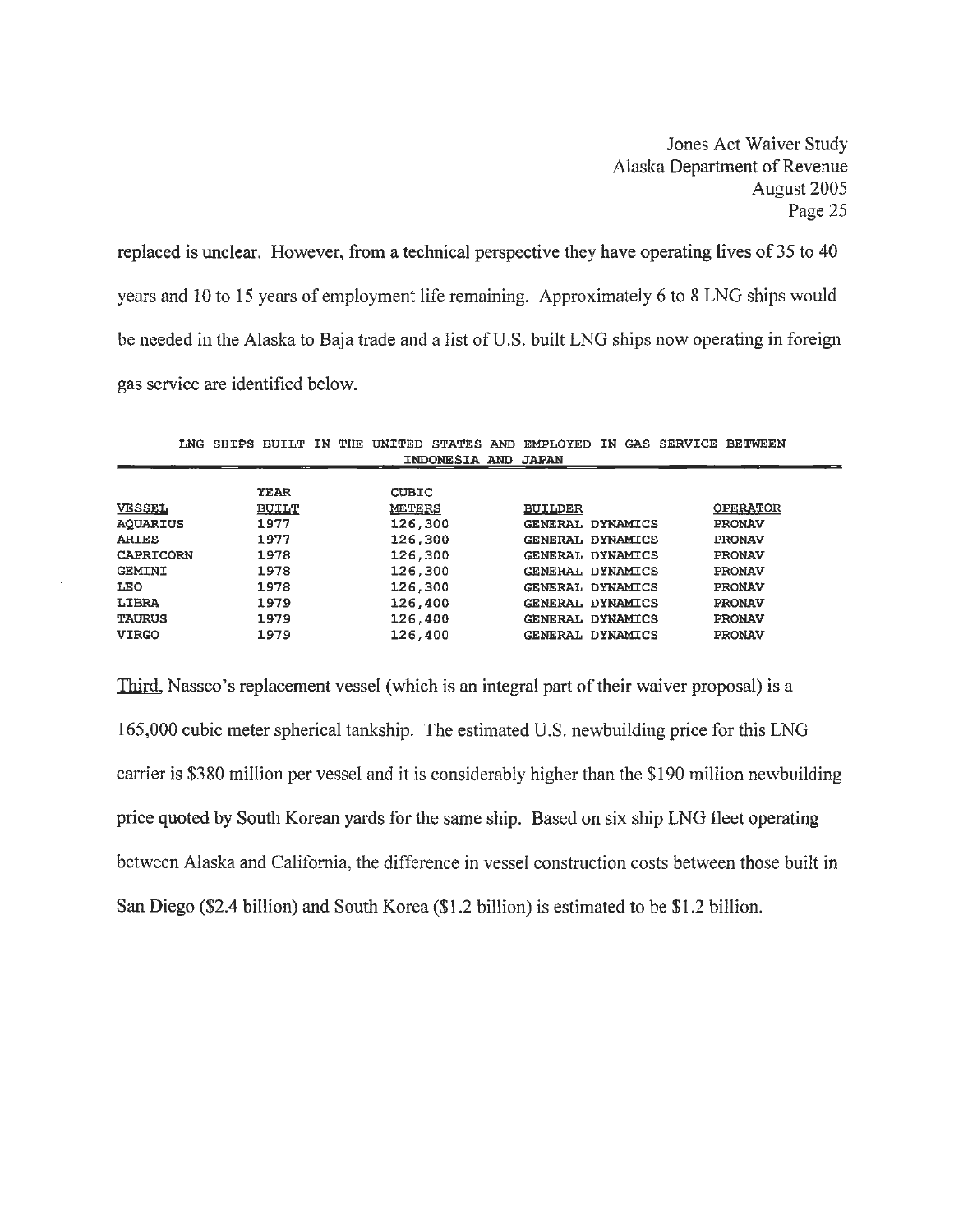replaced is unclear. However, from a technical perspective they have operating lives of 35 to 40 years and 10 to 15 years of employment life remaining. Approximately 6 to 8 LNG ships would be needed in the Alaska to Baja trade and a list of U.S. built LNG ships now operating in foreign gas service are identified below.

**LNG SHIPS BUILT IN THE UNITED STATES AND EMPLOYED IN GAS SERVICE BETWEEN INDONESIA AND JAPAN**

| VESSEL | YEAR BUILT | CUBIC METERS | BUILDER | OPERATOR |
|---|---|---|---|---|
| AQUARIUS | 1977 | 126,300 | GENERAL DYNAMICS | PRONAV |
| ARIES | 1977 | 126,300 | GENERAL DYNAMICS | PRONAV |
| CAPRICORN | 1978 | 126,300 | GENERAL DYNAMICS | PRONAV |
| GEMINI | 1978 | 126,300 | GENERAL DYNAMICS | PRONAV |
| LEO | 1978 | 126,300 | GENERAL DYNAMICS | PRONAV |
| LIBRA | 1979 | 126,400 | GENERAL DYNAMICS | PRONAV |
| TAURUS | 1979 | 126,400 | GENERAL DYNAMICS | PRONAV |
| VIRGO | 1979 | 126,400 | GENERAL DYNAMICS | PRONAV |

Third, Nassco's replacement vessel (which is an integral part of their waiver proposal) is a 165,000 cubic meter spherical tankship. The estimated U.S. newbuilding price for this LNG carrier is $380 million per vessel and it is considerably higher than the $190 million newbuilding price quoted by South Korean yards for the same ship. Based on six ship LNG fleet operating between Alaska and California, the difference in vessel construction costs between those built in San Diego ($2.4 billion) and South Korea ($1.2 billion) is estimated to be $1.2 billion.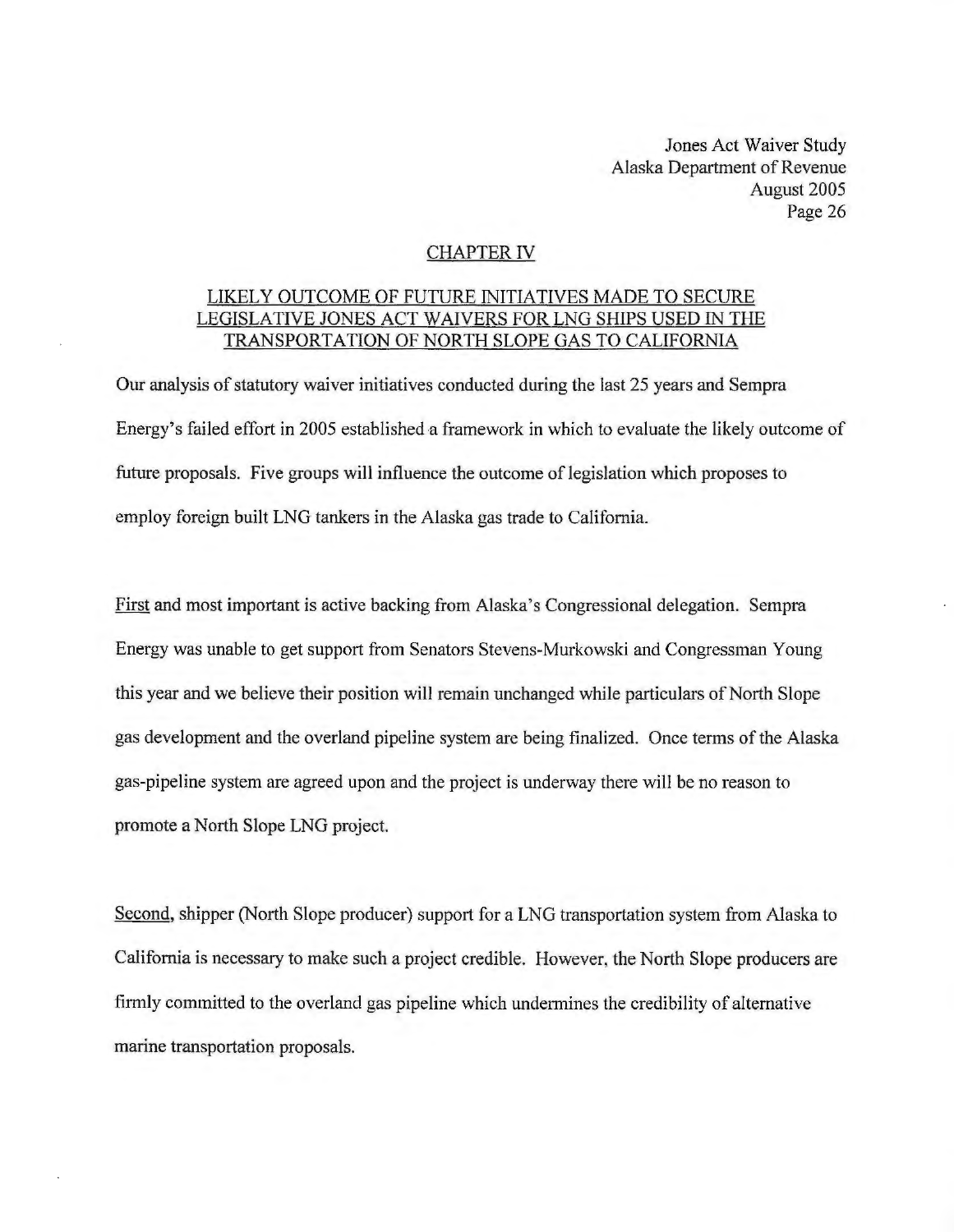## CHAPTER IV

### LIKELY OUTCOME OF FUTURE INITIATIVES MADE TO SECURE LEGISLATIVE JONES ACT WAIVERS FOR LNG SHIPS USED IN THE TRANSPORTATION OF NORTH SLOPE GAS TO CALIFORNIA

Our analysis of statutory waiver initiatives conducted during the last 25 years and Sempra Energy's failed effort in 2005 established a framework in which to evaluate the likely outcome of future proposals. Five groups will influence the outcome of legislation which proposes to employ foreign built LNG tankers in the Alaska gas trade to California.

First and most important is active backing from Alaska's Congressional delegation. Sempra Energy was unable to get support from Senators Stevens-Murkowski and Congressman Young this year and we believe their position will remain unchanged while particulars of North Slope gas development and the overland pipeline system are being finalized. Once terms of the Alaska gas-pipeline system are agreed upon and the project is underway there will be no reason to promote a North Slope LNG project.

Second, shipper (North Slope producer) support for a LNG transportation system from Alaska to California is necessary to make such a project credible. However, the North Slope producers are firmly committed to the overland gas pipeline which undermines the credibility of alternative marine transportation proposals.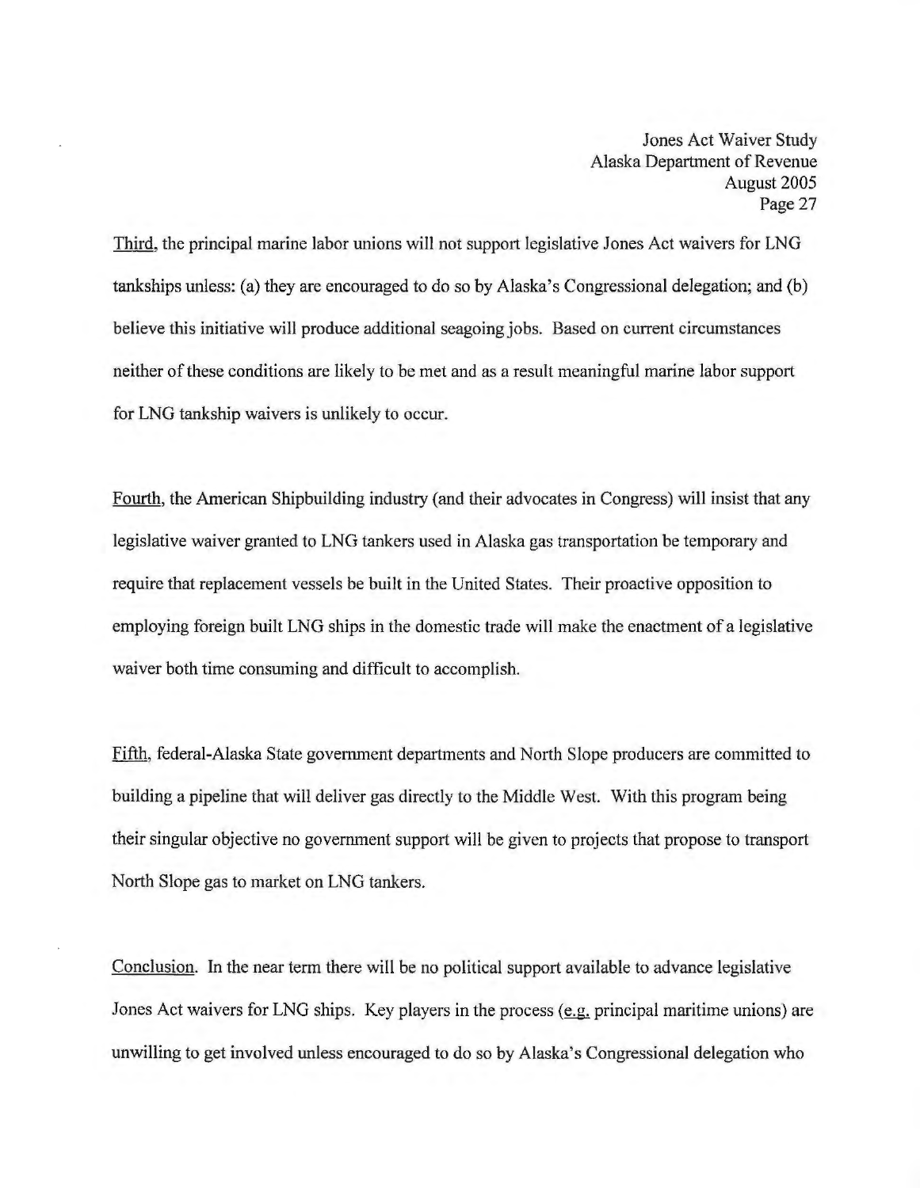Third, the principal marine labor unions will not support legislative Jones Act waivers for LNG tankships unless: (a) they are encouraged to do so by Alaska's Congressional delegation; and (b) believe this initiative will produce additional seagoing jobs. Based on current circumstances neither of these conditions are likely to be met and as a result meaningful marine labor support for LNG tankship waivers is unlikely to occur.

Fourth, the American Shipbuilding industry (and their advocates in Congress) will insist that any legislative waiver granted to LNG tankers used in Alaska gas transportation be temporary and require that replacement vessels be built in the United States. Their proactive opposition to employing foreign built LNG ships in the domestic trade will make the enactment of a legislative waiver both time consuming and difficult to accomplish.

Fifth, federal-Alaska State government departments and North Slope producers are committed to building a pipeline that will deliver gas directly to the Middle West. With this program being their singular objective no government support will be given to projects that propose to transport North Slope gas to market on LNG tankers.

Conclusion. In the near term there will be no political support available to advance legislative Jones Act waivers for LNG ships. Key players in the process (e.g. principal maritime unions) are unwilling to get involved unless encouraged to do so by Alaska's Congressional delegation who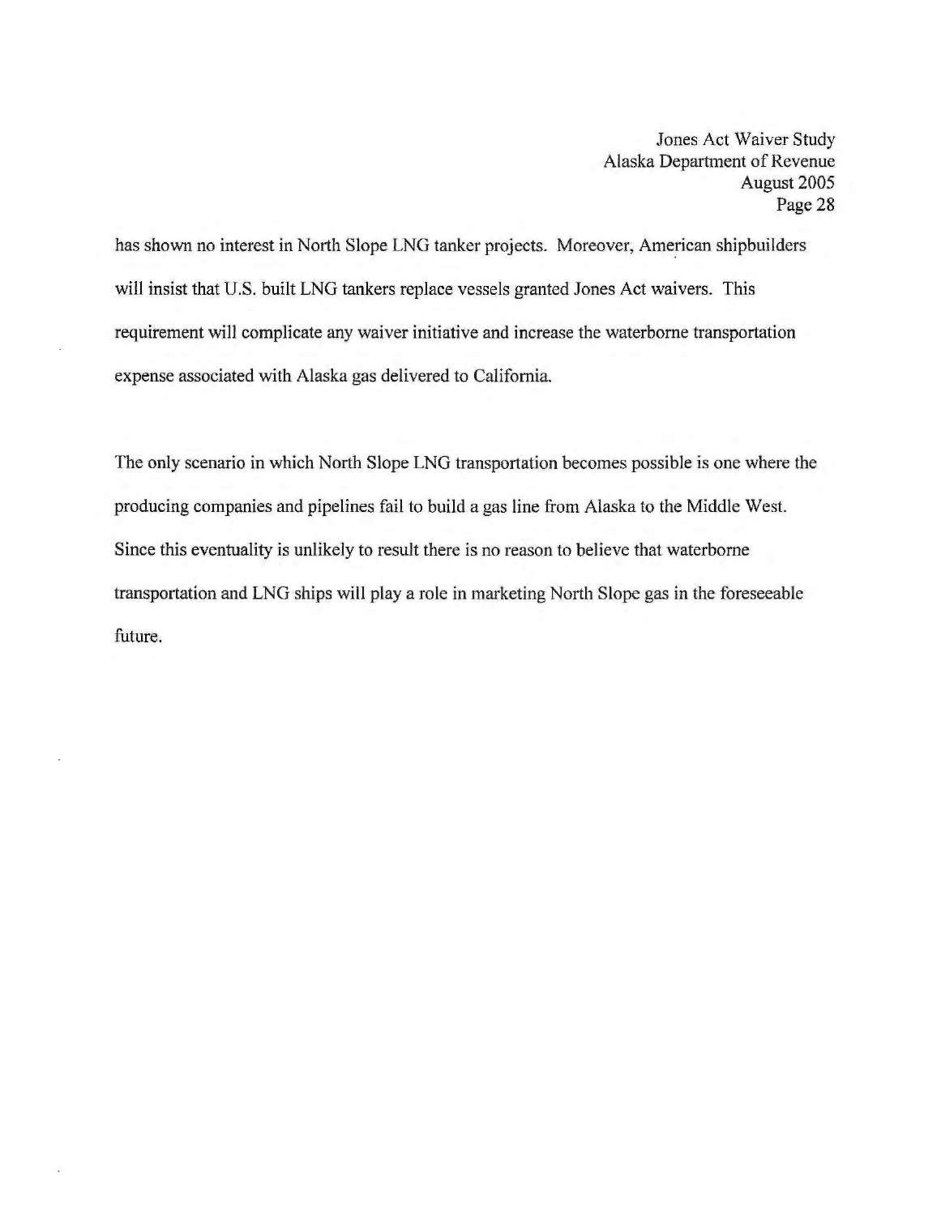has shown no interest in North Slope LNG tanker projects. Moreover, American shipbuilders will insist that U.S. built LNG tankers replace vessels granted Jones Act waivers. This requirement will complicate any waiver initiative and increase the waterborne transportation expense associated with Alaska gas delivered to California.

The only scenario in which North Slope LNG transportation becomes possible is one where the producing companies and pipelines fail to build a gas line from Alaska to the Middle West. Since this eventuality is unlikely to result there is no reason to believe that waterborne transportation and LNG ships will play a role in marketing North Slope gas in the foreseeable future.